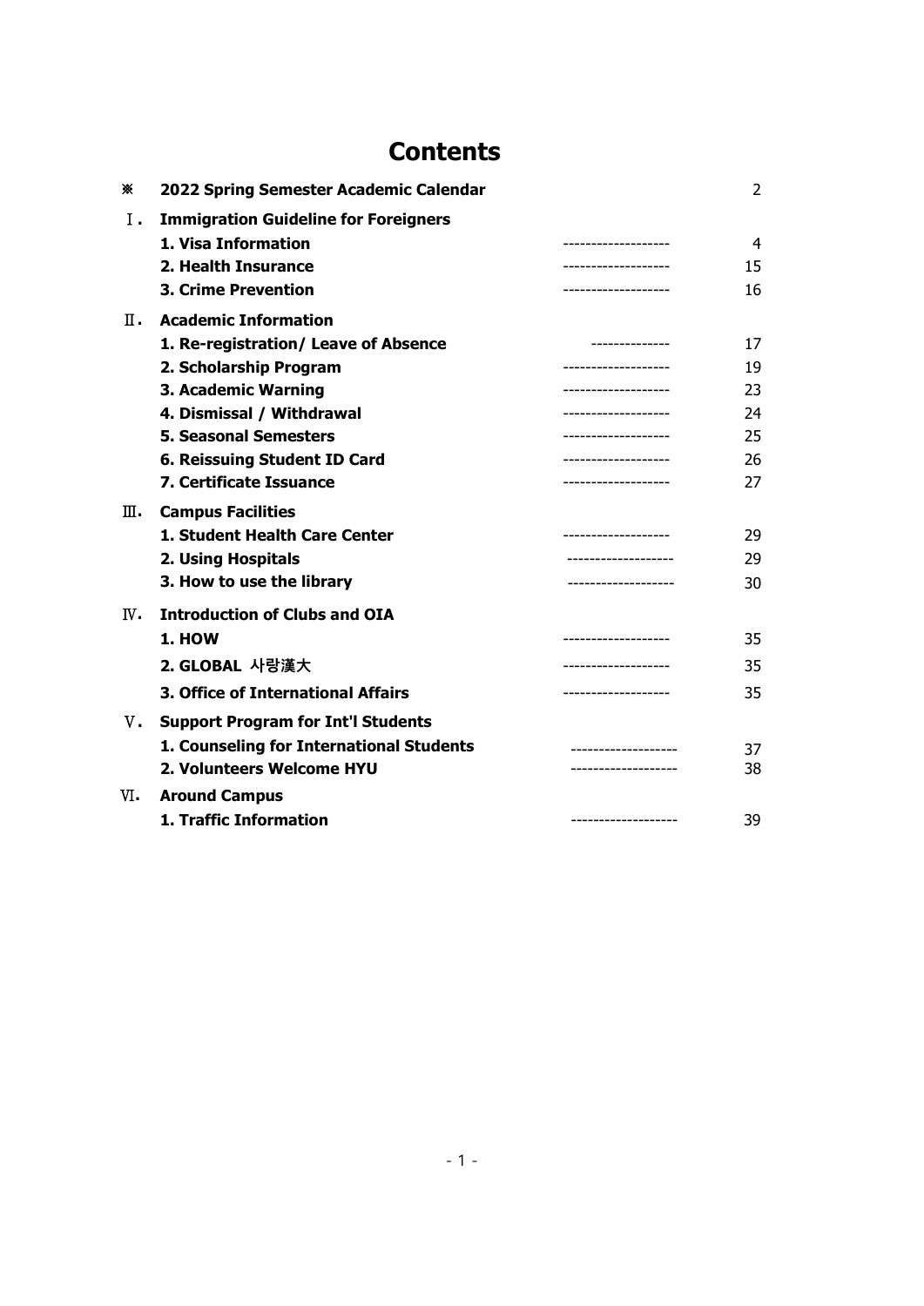# Contents

| | | |
|---|---|---|
| ※ | **2022 Spring Semester Academic Calendar** | 2 |
| Ⅰ. | **Immigration Guideline for Foreigners** | |
| | **1. Visa Information** ------------------- | 4 |
| | **2. Health Insurance** ------------------- | 15 |
| | **3. Crime Prevention** ------------------- | 16 |
| Ⅱ. | **Academic Information** | |
| | **1. Re-registration/ Leave of Absence** -------------- | 17 |
| | **2. Scholarship Program** ------------------- | 19 |
| | **3. Academic Warning** ------------------- | 23 |
| | **4. Dismissal / Withdrawal** ------------------- | 24 |
| | **5. Seasonal Semesters** ------------------- | 25 |
| | **6. Reissuing Student ID Card** ------------------- | 26 |
| | **7. Certificate Issuance** ------------------- | 27 |
| Ⅲ. | **Campus Facilities** | |
| | **1. Student Health Care Center** ------------------- | 29 |
| | **2. Using Hospitals** ------------------- | 29 |
| | **3. How to use the library** ------------------- | 30 |
| Ⅳ. | **Introduction of Clubs and OIA** | |
| | **1. HOW** ------------------- | 35 |
| | **2. GLOBAL 사랑漢大** ------------------- | 35 |
| | **3. Office of International Affairs** ------------------- | 35 |
| Ⅴ. | **Support Program for Int'l Students** | |
| | **1. Counseling for International Students** ------------------- | 37 |
| | **2. Volunteers Welcome HYU** ------------------- | 38 |
| Ⅵ. | **Around Campus** | |
| | **1. Traffic Information** ------------------- | 39 |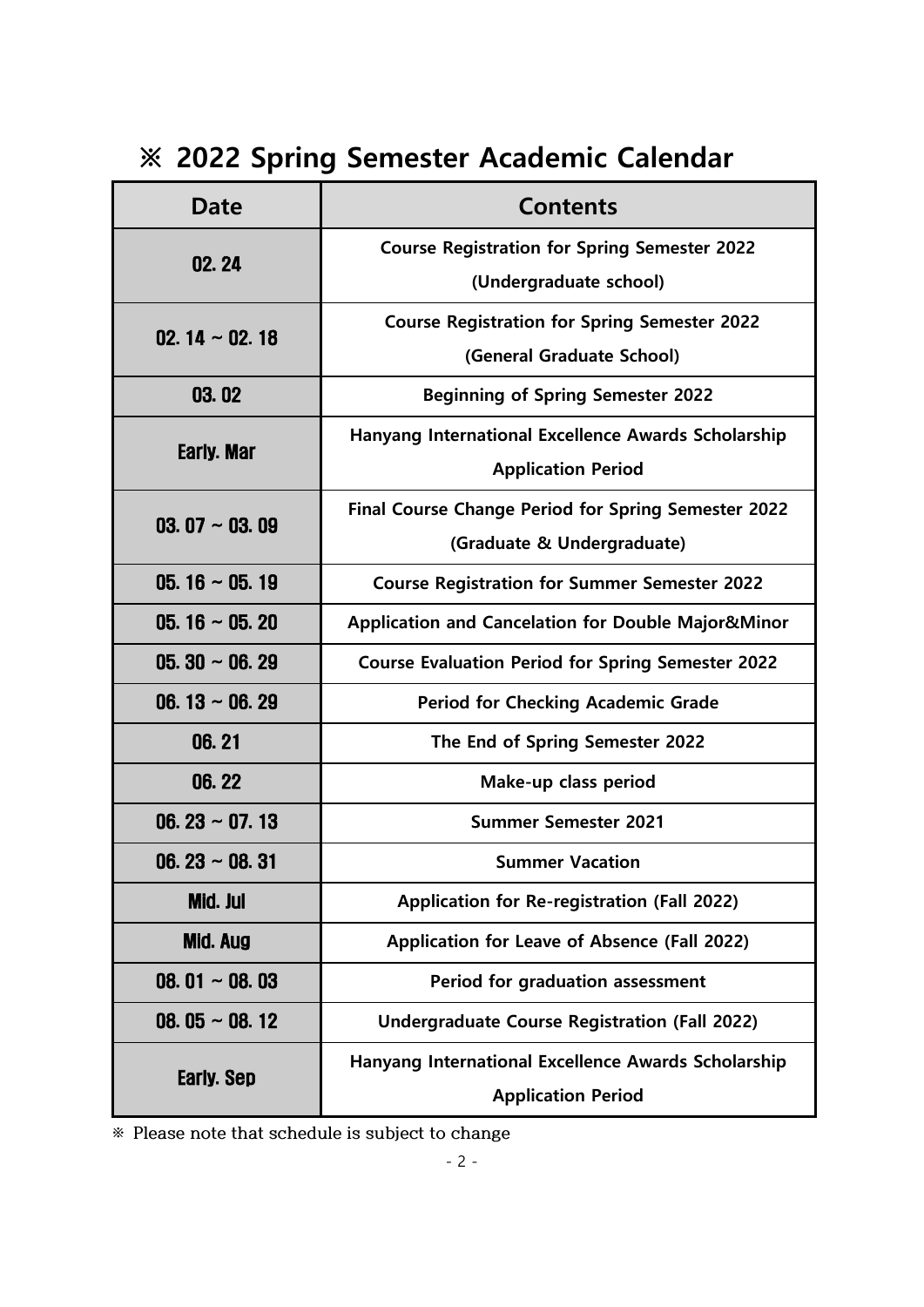# ※ 2022 Spring Semester Academic Calendar

| Date | Contents |
|---|---|
| 02. 24 | Course Registration for Spring Semester 2022 (Undergraduate school) |
| 02. 14 ~ 02. 18 | Course Registration for Spring Semester 2022 (General Graduate School) |
| 03. 02 | Beginning of Spring Semester 2022 |
| Early. Mar | Hanyang International Excellence Awards Scholarship Application Period |
| 03. 07 ~ 03. 09 | Final Course Change Period for Spring Semester 2022 (Graduate & Undergraduate) |
| 05. 16 ~ 05. 19 | Course Registration for Summer Semester 2022 |
| 05. 16 ~ 05. 20 | Application and Cancelation for Double Major&Minor |
| 05. 30 ~ 06. 29 | Course Evaluation Period for Spring Semester 2022 |
| 06. 13 ~ 06. 29 | Period for Checking Academic Grade |
| 06. 21 | The End of Spring Semester 2022 |
| 06. 22 | Make-up class period |
| 06. 23 ~ 07. 13 | Summer Semester 2021 |
| 06. 23 ~ 08. 31 | Summer Vacation |
| Mid. Jul | Application for Re-registration (Fall 2022) |
| Mid. Aug | Application for Leave of Absence (Fall 2022) |
| 08. 01 ~ 08. 03 | Period for graduation assessment |
| 08. 05 ~ 08. 12 | Undergraduate Course Registration (Fall 2022) |
| Early. Sep | Hanyang International Excellence Awards Scholarship Application Period |

※ Please note that schedule is subject to change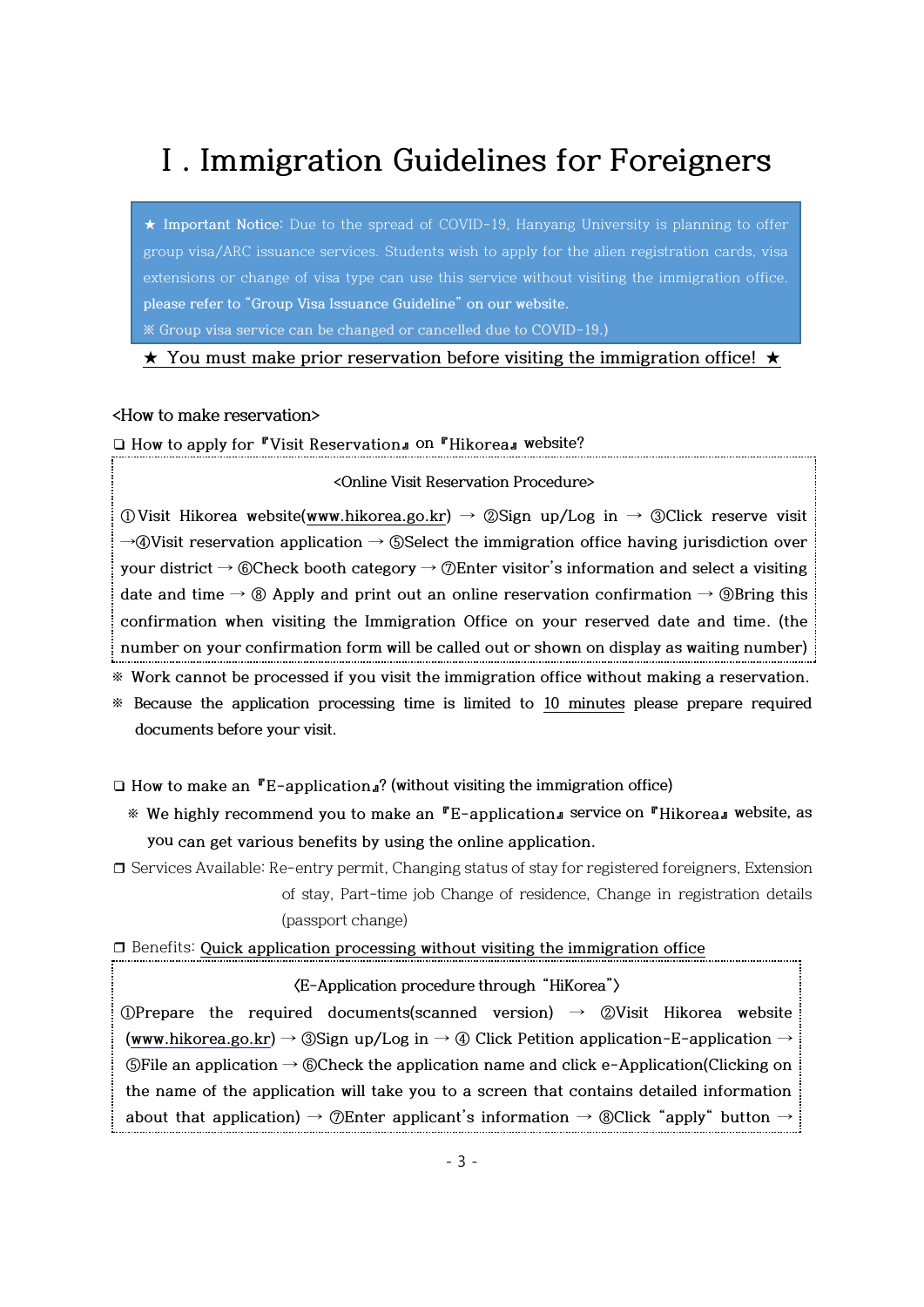／# Ⅰ. Immigration Guidelines for Foreigners

> ★ **Important Notice:** Due to the spread of COVID-19, Hanyang University is planning to offer group visa/ARC issuance services. Students wish to apply for the alien registration cards, visa extensions or change of visa type can use this service without visiting the immigration office. please refer to "Group Visa Issuance Guideline" on our website.
>
> ※ Group visa service can be changed or cancelled due to COVID-19.)

**★ You must make prior reservation before visiting the immigration office! ★**

<How to make reservation>

❑ How to apply for 『Visit Reservation』 on 『Hikorea』 website?

> <Online Visit Reservation Procedure>
>
> ①Visit Hikorea website(www.hikorea.go.kr) → ②Sign up/Log in → ③Click reserve visit →④Visit reservation application → ⑤Select the immigration office having jurisdiction over your district → ⑥Check booth category → ⑦Enter visitor's information and select a visiting date and time → ⑧ Apply and print out an online reservation confirmation → ⑨Bring this confirmation when visiting the Immigration Office on your reserved date and time. (the number on your confirmation form will be called out or shown on display as waiting number)

※ Work cannot be processed if you visit the immigration office without making a reservation.

※ Because the application processing time is limited to 10 minutes please prepare required documents before your visit.

❑ How to make an 『E-application』? (without visiting the immigration office)

※ We highly recommend you to make an 『E-application』 service on 『Hikorea』 website, as you can get various benefits by using the online application.

❒ Services Available: Re-entry permit, Changing status of stay for registered foreigners, Extension of stay, Part-time job Change of residence, Change in registration details (passport change)

❒ Benefits: Quick application processing without visiting the immigration office

> 〈E-Application procedure through "HiKorea"〉
>
> ①Prepare the required documents(scanned version) → ②Visit Hikorea website (www.hikorea.go.kr) → ③Sign up/Log in → ④ Click Petition application-E-application → ⑤File an application → ⑥Check the application name and click e-Application(Clicking on the name of the application will take you to a screen that contains detailed information about that application) → ⑦Enter applicant's information → ⑧Click "apply" button →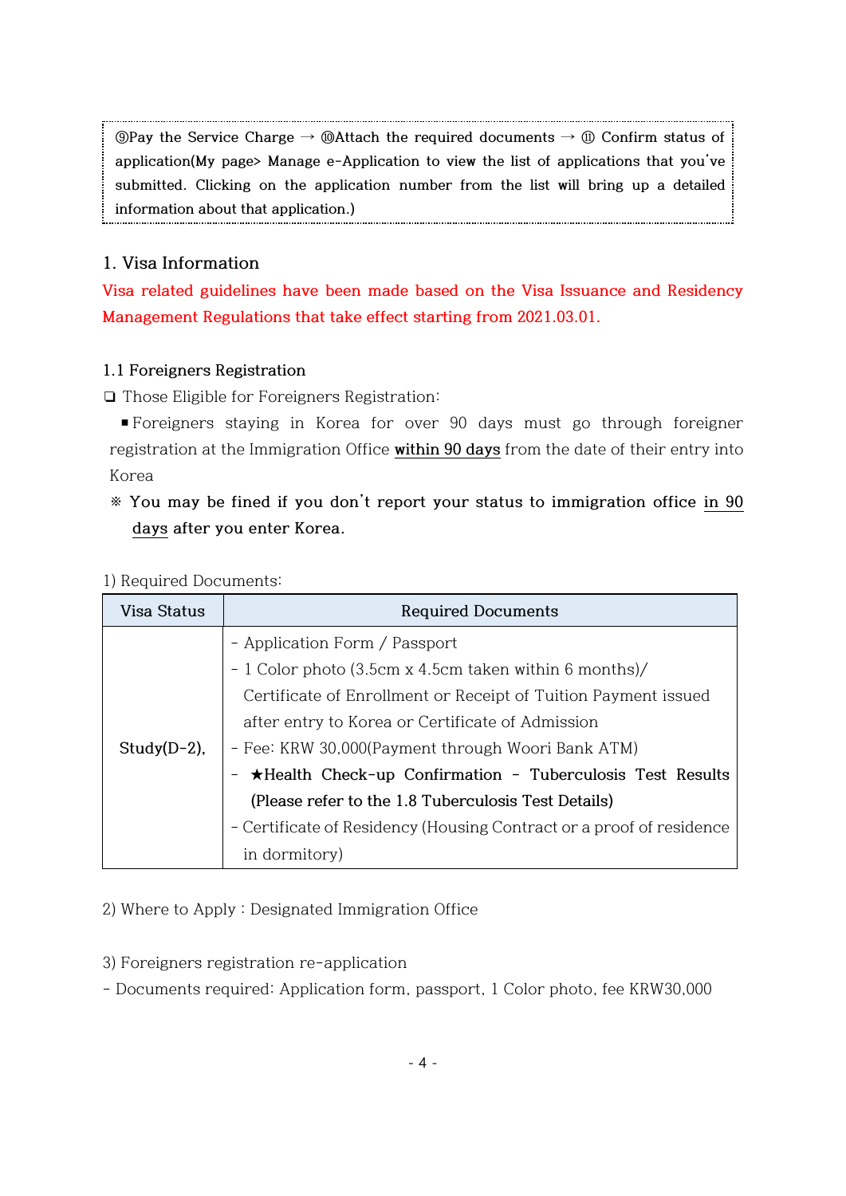⑨Pay the Service Charge → ⑩Attach the required documents → ⑪ Confirm status of application(My page> Manage e-Application to view the list of applications that you've submitted. Clicking on the application number from the list will bring up a detailed information about that application.)

## 1. Visa Information

Visa related guidelines have been made based on the Visa Issuance and Residency Management Regulations that take effect starting from 2021.03.01.

### 1.1 Foreigners Registration

❑ Those Eligible for Foreigners Registration:

▪ Foreigners staying in Korea for over 90 days must go through foreigner registration at the Immigration Office <u>within 90 days</u> from the date of their entry into Korea

※ **You may be fined if you don't report your status to immigration office <u>in 90 days</u> after you enter Korea.**

1) Required Documents:

| Visa Status | Required Documents |
|---|---|
| Study(D-2), | - Application Form / Passport<br>- 1 Color photo (3.5cm x 4.5cm taken within 6 months)/ Certificate of Enrollment or Receipt of Tuition Payment issued after entry to Korea or Certificate of Admission<br>- Fee: KRW 30,000(Payment through Woori Bank ATM)<br>- **★Health Check-up Confirmation - Tuberculosis Test Results (Please refer to the 1.8 Tuberculosis Test Details)**<br>- Certificate of Residency (Housing Contract or a proof of residence in dormitory) |

2) Where to Apply : Designated Immigration Office

3) Foreigners registration re-application

- Documents required: Application form, passport, 1 Color photo, fee KRW30,000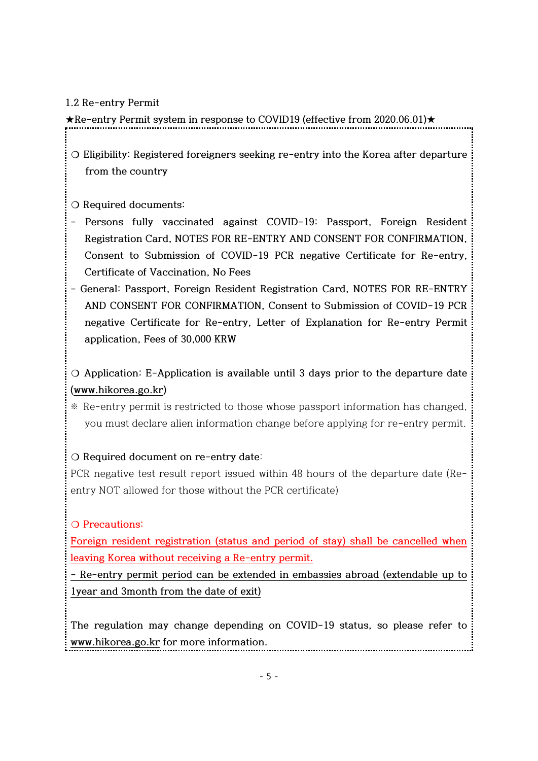## 1.2 Re-entry Permit

★Re-entry Permit system in response to COVID19 (effective from 2020.06.01)★

❍ Eligibility: Registered foreigners seeking re-entry into the Korea after departure from the country

❍ Required documents:

- Persons fully vaccinated against COVID-19: Passport, Foreign Resident Registration Card, NOTES FOR RE-ENTRY AND CONSENT FOR CONFIRMATION, Consent to Submission of COVID-19 PCR negative Certificate for Re-entry, Certificate of Vaccination, No Fees
- General: Passport, Foreign Resident Registration Card, NOTES FOR RE-ENTRY AND CONSENT FOR CONFIRMATION, Consent to Submission of COVID-19 PCR negative Certificate for Re-entry, Letter of Explanation for Re-entry Permit application, Fees of 30,000 KRW

❍ Application: E-Application is available until 3 days prior to the departure date (www.hikorea.go.kr)

※ Re-entry permit is restricted to those whose passport information has changed, you must declare alien information change before applying for re-entry permit.

❍ Required document on re-entry date:

PCR negative test result report issued within 48 hours of the departure date (Re-entry NOT allowed for those without the PCR certificate)

❍ Precautions:

Foreign resident registration (status and period of stay) shall be cancelled when leaving Korea without receiving a Re-entry permit.

- Re-entry permit period can be extended in embassies abroad (extendable up to 1year and 3month from the date of exit)

The regulation may change depending on COVID-19 status, so please refer to www.hikorea.go.kr for more information.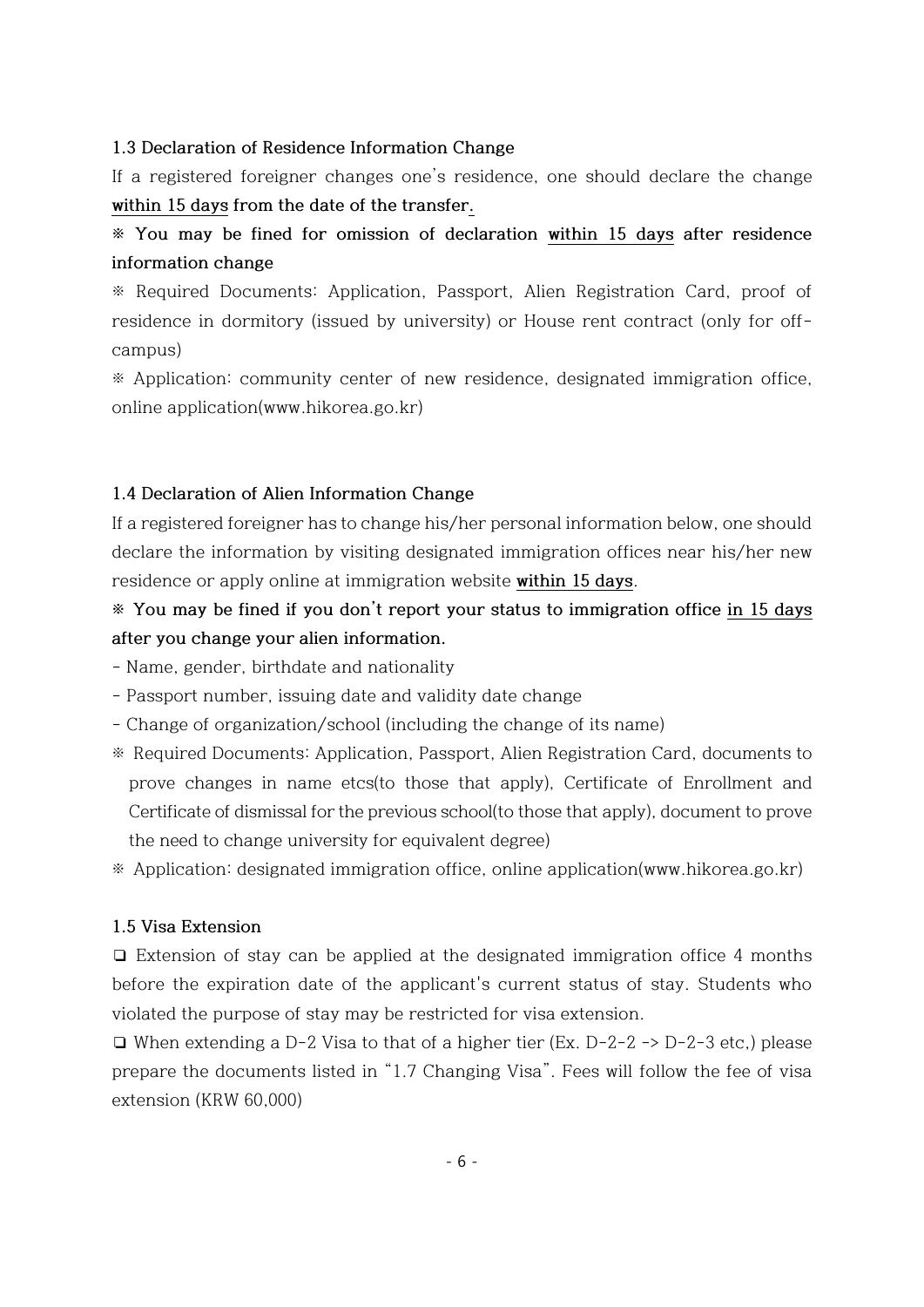### 1.3 Declaration of Residence Information Change

If a registered foreigner changes one's residence, one should declare the change **within 15 days from the date of the transfer.**

**※ You may be fined for omission of declaration within 15 days after residence information change**

※ Required Documents: Application, Passport, Alien Registration Card, proof of residence in dormitory (issued by university) or House rent contract (only for off-campus)

※ Application: community center of new residence, designated immigration office, online application(www.hikorea.go.kr)

### 1.4 Declaration of Alien Information Change

If a registered foreigner has to change his/her personal information below, one should declare the information by visiting designated immigration offices near his/her new residence or apply online at immigration website **within 15 days**.

**※ You may be fined if you don't report your status to immigration office in 15 days after you change your alien information.**

- Name, gender, birthdate and nationality
- Passport number, issuing date and validity date change
- Change of organization/school (including the change of its name)

※ Required Documents: Application, Passport, Alien Registration Card, documents to prove changes in name etcs(to those that apply), Certificate of Enrollment and Certificate of dismissal for the previous school(to those that apply), document to prove the need to change university for equivalent degree)

※ Application: designated immigration office, online application(www.hikorea.go.kr)

### 1.5 Visa Extension

❑ Extension of stay can be applied at the designated immigration office 4 months before the expiration date of the applicant's current status of stay. Students who violated the purpose of stay may be restricted for visa extension.

❑ When extending a D-2 Visa to that of a higher tier (Ex. D-2-2 -> D-2-3 etc,) please prepare the documents listed in "1.7 Changing Visa". Fees will follow the fee of visa extension (KRW 60,000)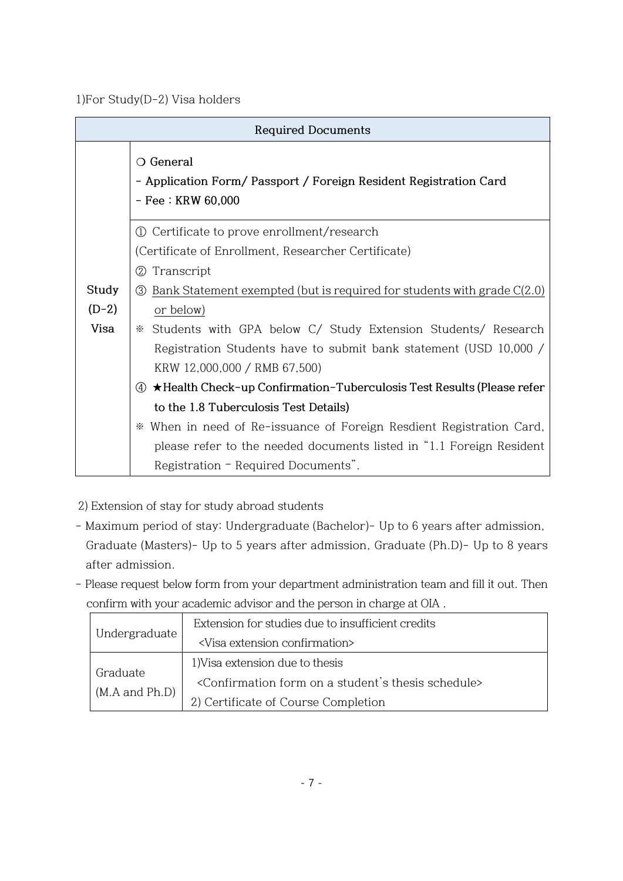1)For Study(D-2) Visa holders

| Required Documents | |
|---|---|
| | ❍ **General**<br>**- Application Form/ Passport / Foreign Resident Registration Card**<br>**- Fee : KRW 60,000** |
| **Study (D-2) Visa** | ① Certificate to prove enrollment/research<br>(Certificate of Enrollment, Researcher Certificate)<br>② Transcript<br>③ Bank Statement exempted (but is required for students with grade C(2.0) or below)<br>※ Students with GPA below C/ Study Extension Students/ Research Registration Students have to submit bank statement (USD 10,000 / KRW 12,000,000 / RMB 67,500)<br>④ **★Health Check-up Confirmation-Tuberculosis Test Results (Please refer to the 1.8 Tuberculosis Test Details)**<br>※ When in need of Re-issuance of Foreign Resdient Registration Card, please refer to the needed documents listed in "1.1 Foreign Resident Registration - Required Documents". |

2) Extension of stay for study abroad students

- Maximum period of stay: Undergraduate (Bachelor)- Up to 6 years after admission, Graduate (Masters)- Up to 5 years after admission, Graduate (Ph.D)- Up to 8 years after admission.
- Please request below form from your department administration team and fill it out. Then confirm with your academic advisor and the person in charge at OIA .

| Undergraduate | Extension for studies due to insufficient credits<br><Visa extension confirmation> |
|---|---|
| Graduate (M.A and Ph.D) | 1)Visa extension due to thesis<br><Confirmation form on a student's thesis schedule><br>2) Certificate of Course Completion |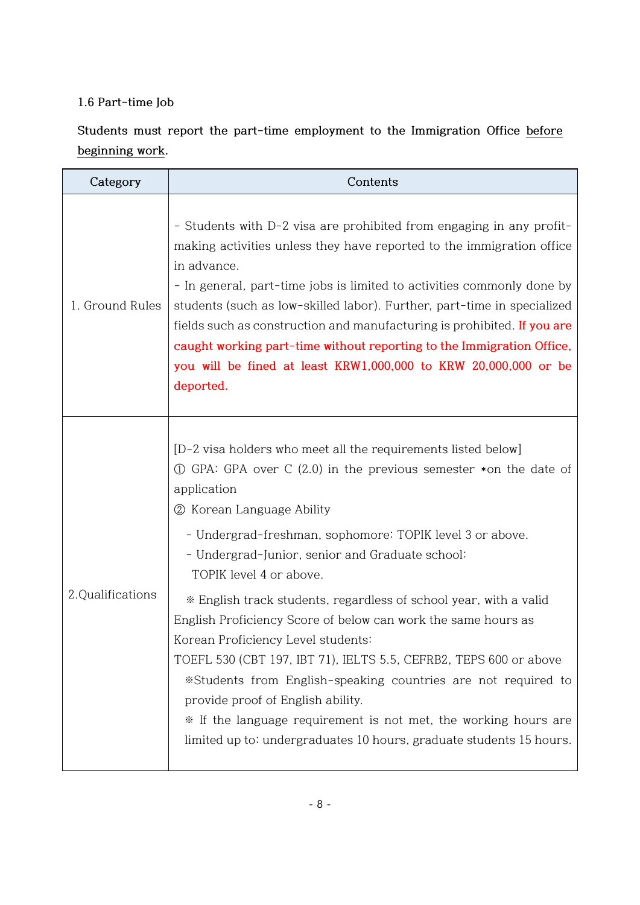### 1.6 Part-time Job

**Students must report the part-time employment to the Immigration Office before beginning work.**

| Category | Contents |
|---|---|
| 1. Ground Rules | - Students with D-2 visa are prohibited from engaging in any profit-making activities unless they have reported to the immigration office in advance.<br>- In general, part-time jobs is limited to activities commonly done by students (such as low-skilled labor). Further, part-time in specialized fields such as construction and manufacturing is prohibited. **If you are caught working part-time without reporting to the Immigration Office, you will be fined at least KRW1,000,000 to KRW 20,000,000 or be deported.** |
| 2.Qualifications | [D-2 visa holders who meet all the requirements listed below]<br>① GPA: GPA over C (2.0) in the previous semester *on the date of application<br>② Korean Language Ability<br>- Undergrad-freshman, sophomore: TOPIK level 3 or above.<br>- Undergrad-Junior, senior and Graduate school: TOPIK level 4 or above.<br>※ English track students, regardless of school year, with a valid English Proficiency Score of below can work the same hours as Korean Proficiency Level students:<br>TOEFL 530 (CBT 197, IBT 71), IELTS 5.5, CEFRB2, TEPS 600 or above<br>※Students from English-speaking countries are not required to provide proof of English ability.<br>※ If the language requirement is not met, the working hours are limited up to: undergraduates 10 hours, graduate students 15 hours. |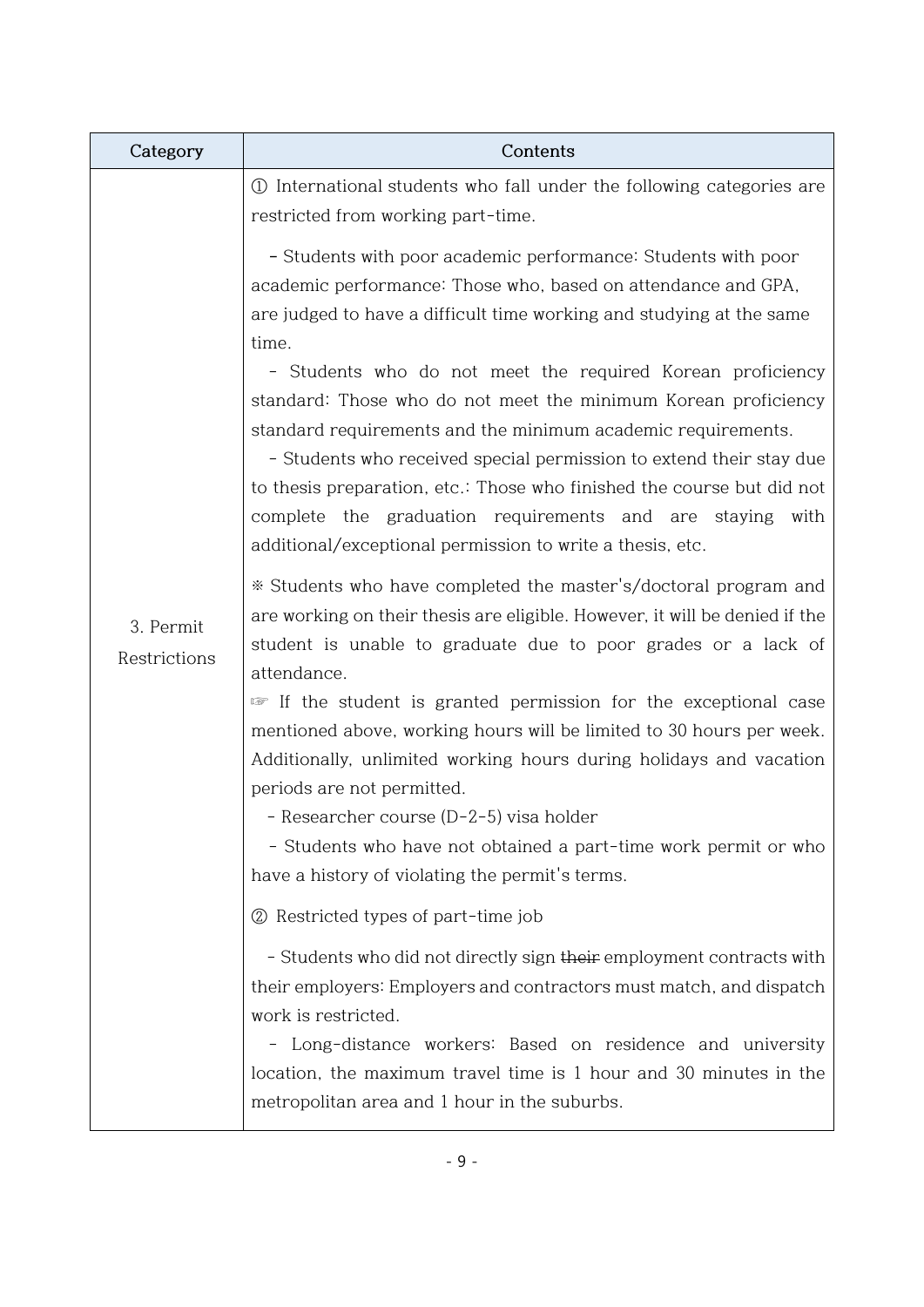| Category | Contents |
| --- | --- |
| 3. Permit Restrictions | ① International students who fall under the following categories are restricted from working part-time.<br><br>- Students with poor academic performance: Students with poor academic performance: Those who, based on attendance and GPA, are judged to have a difficult time working and studying at the same time.<br>- Students who do not meet the required Korean proficiency standard: Those who do not meet the minimum Korean proficiency standard requirements and the minimum academic requirements.<br>- Students who received special permission to extend their stay due to thesis preparation, etc.: Those who finished the course but did not complete the graduation requirements and are staying with additional/exceptional permission to write a thesis, etc.<br><br>※ Students who have completed the master's/doctoral program and are working on their thesis are eligible. However, it will be denied if the student is unable to graduate due to poor grades or a lack of attendance.<br>☞ If the student is granted permission for the exceptional case mentioned above, working hours will be limited to 30 hours per week. Additionally, unlimited working hours during holidays and vacation periods are not permitted.<br>- Researcher course (D-2-5) visa holder<br>- Students who have not obtained a part-time work permit or who have a history of violating the permit's terms.<br><br>② Restricted types of part-time job<br><br>- Students who did not directly sign ~~their~~ employment contracts with their employers: Employers and contractors must match, and dispatch work is restricted.<br>- Long-distance workers: Based on residence and university location, the maximum travel time is 1 hour and 30 minutes in the metropolitan area and 1 hour in the suburbs. |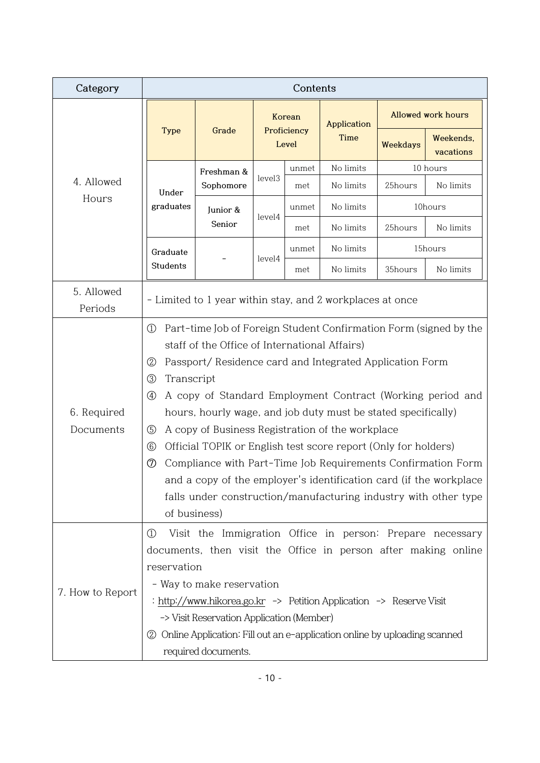| Category | Contents |
|---|---|
| 4. Allowed Hours | (see table below) |
| 5. Allowed Periods | - Limited to 1 year within stay, and 2 workplaces at once |
| 6. Required Documents | ① Part-time Job of Foreign Student Confirmation Form (signed by the staff of the Office of International Affairs)<br>② Passport/ Residence card and Integrated Application Form<br>③ Transcript<br>④ A copy of Standard Employment Contract (Working period and hours, hourly wage, and job duty must be stated specifically)<br>⑤ A copy of Business Registration of the workplace<br>⑥ Official TOPIK or English test score report (Only for holders)<br>⑦ Compliance with Part-Time Job Requirements Confirmation Form and a copy of the employer's identification card (if the workplace falls under construction/manufacturing industry with other type of business) |
| 7. How to Report | ① Visit the Immigration Office in person: Prepare necessary documents, then visit the Office in person after making online reservation<br>- Way to make reservation<br>: http://www.hikorea.go.kr -> Petition Application -> Reserve Visit -> Visit Reservation Application (Member)<br>② Online Application: Fill out an e-application online by uploading scanned required documents. |

**4. Allowed Hours**

| Type | Grade | Korean Proficiency Level | | Application Time | Allowed work hours | |
|---|---|---|---|---|---|---|
| | | | | | Weekdays | Weekends, vacations |
| Under graduates | Freshman & Sophomore | level3 | unmet | No limits | 10 hours | |
| | | | met | No limits | 25hours | No limits |
| | Junior & Senior | level4 | unmet | No limits | 10hours | |
| | | | met | No limits | 25hours | No limits |
| Graduate Students | - | level4 | unmet | No limits | 15hours | |
| | | | met | No limits | 35hours | No limits |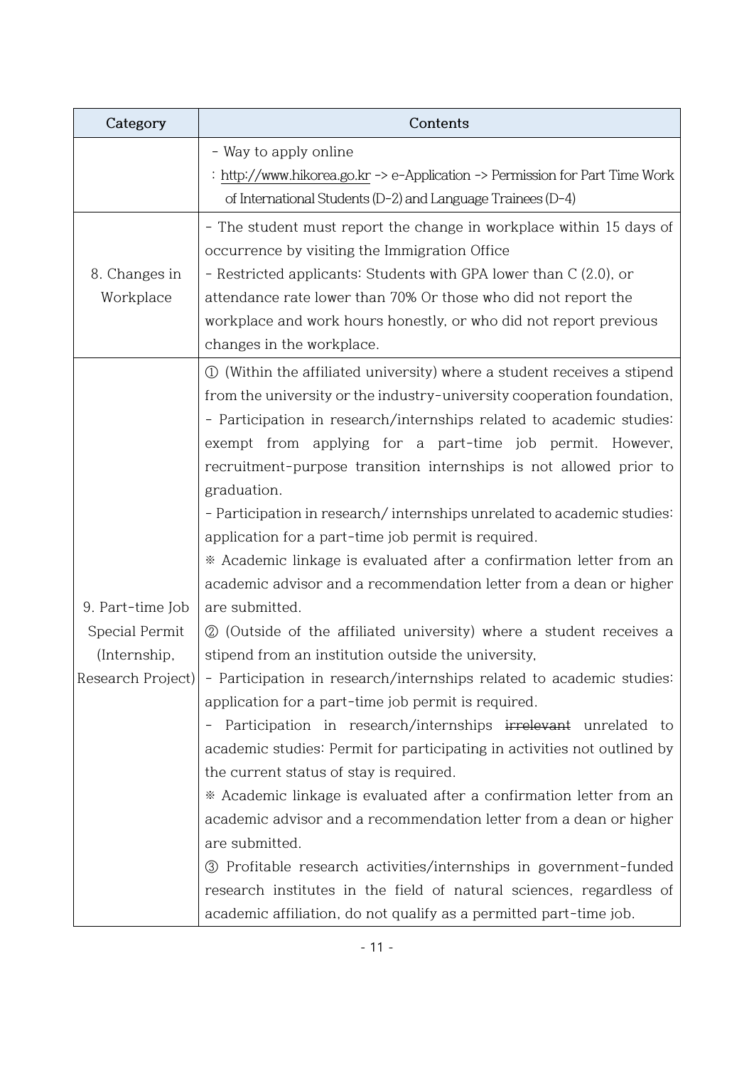| Category | Contents |
| --- | --- |
| | - Way to apply online<br>: http://www.hikorea.go.kr -> e-Application -> Permission for Part Time Work of International Students (D-2) and Language Trainees (D-4) |
| 8. Changes in Workplace | - The student must report the change in workplace within 15 days of occurrence by visiting the Immigration Office<br>- Restricted applicants: Students with GPA lower than C (2.0), or attendance rate lower than 70% Or those who did not report the workplace and work hours honestly, or who did not report previous changes in the workplace. |
| 9. Part-time Job Special Permit (Internship, Research Project) | ① (Within the affiliated university) where a student receives a stipend from the university or the industry-university cooperation foundation,<br>- Participation in research/internships related to academic studies: exempt from applying for a part-time job permit. However, recruitment-purpose transition internships is not allowed prior to graduation.<br>- Participation in research/ internships unrelated to academic studies: application for a part-time job permit is required.<br>※ Academic linkage is evaluated after a confirmation letter from an academic advisor and a recommendation letter from a dean or higher are submitted.<br>② (Outside of the affiliated university) where a student receives a stipend from an institution outside the university,<br>- Participation in research/internships related to academic studies: application for a part-time job permit is required.<br>- Participation in research/internships ~~irrelevant~~ unrelated to academic studies: Permit for participating in activities not outlined by the current status of stay is required.<br>※ Academic linkage is evaluated after a confirmation letter from an academic advisor and a recommendation letter from a dean or higher are submitted.<br>③ Profitable research activities/internships in government-funded research institutes in the field of natural sciences, regardless of academic affiliation, do not qualify as a permitted part-time job. |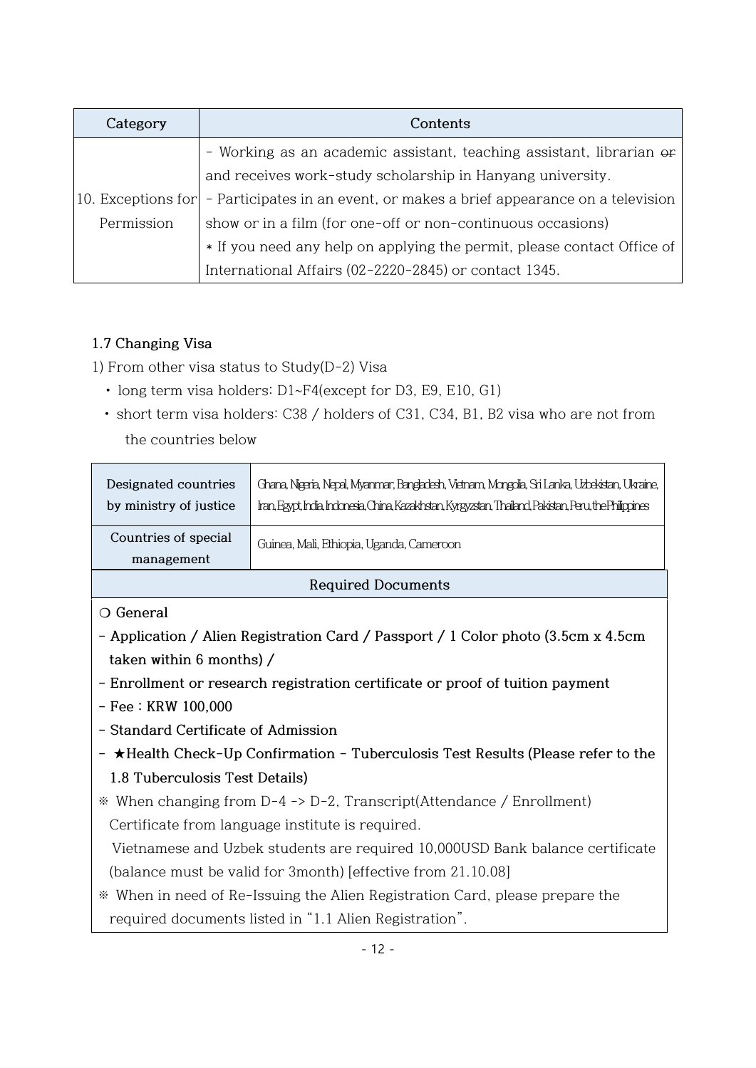| Category | Contents |
|---|---|
| 10. Exceptions for Permission | - Working as an academic assistant, teaching assistant, librarian ~~or~~ and receives work-study scholarship in Hanyang university.<br>- Participates in an event, or makes a brief appearance on a television show or in a film (for one-off or non-continuous occasions)<br>* If you need any help on applying the permit, please contact Office of International Affairs (02-2220-2845) or contact 1345. |

### 1.7 Changing Visa

1) From other visa status to Study(D-2) Visa

- long term visa holders: D1~F4(except for D3, E9, E10, G1)
- short term visa holders: C38 / holders of C31, C34, B1, B2 visa who are not from the countries below

| | |
|---|---|
| Designated countries by ministry of justice | Ghana, Nigeria, Nepal, Myanmar, Bangladesh, Vietnam, Mongolia, Sri Lanka, Uzbekistan, Ukraine, Iran, Egypt, India, Indonesia, China, Kazakhstan, Kyrgyzstan, Thailand, Pakistan, Peru, the Philippines |
| Countries of special management | Guinea, Mali, Ethiopia, Uganda, Cameroon |

| Required Documents |
|---|
| ❍ **General**<br>**- Application / Alien Registration Card / Passport / 1 Color photo (3.5cm x 4.5cm taken within 6 months) /**<br>**- Enrollment or research registration certificate or proof of tuition payment**<br>**- Fee : KRW 100,000**<br>**- Standard Certificate of Admission**<br>**- ★Health Check-Up Confirmation - Tuberculosis Test Results (Please refer to the 1.8 Tuberculosis Test Details)**<br>※ When changing from D-4 -> D-2, Transcript(Attendance / Enrollment) Certificate from language institute is required.<br>Vietnamese and Uzbek students are required 10,000USD Bank balance certificate (balance must be valid for 3month) [effective from 21.10.08]<br>※ When in need of Re-Issuing the Alien Registration Card, please prepare the required documents listed in "1.1 Alien Registration". |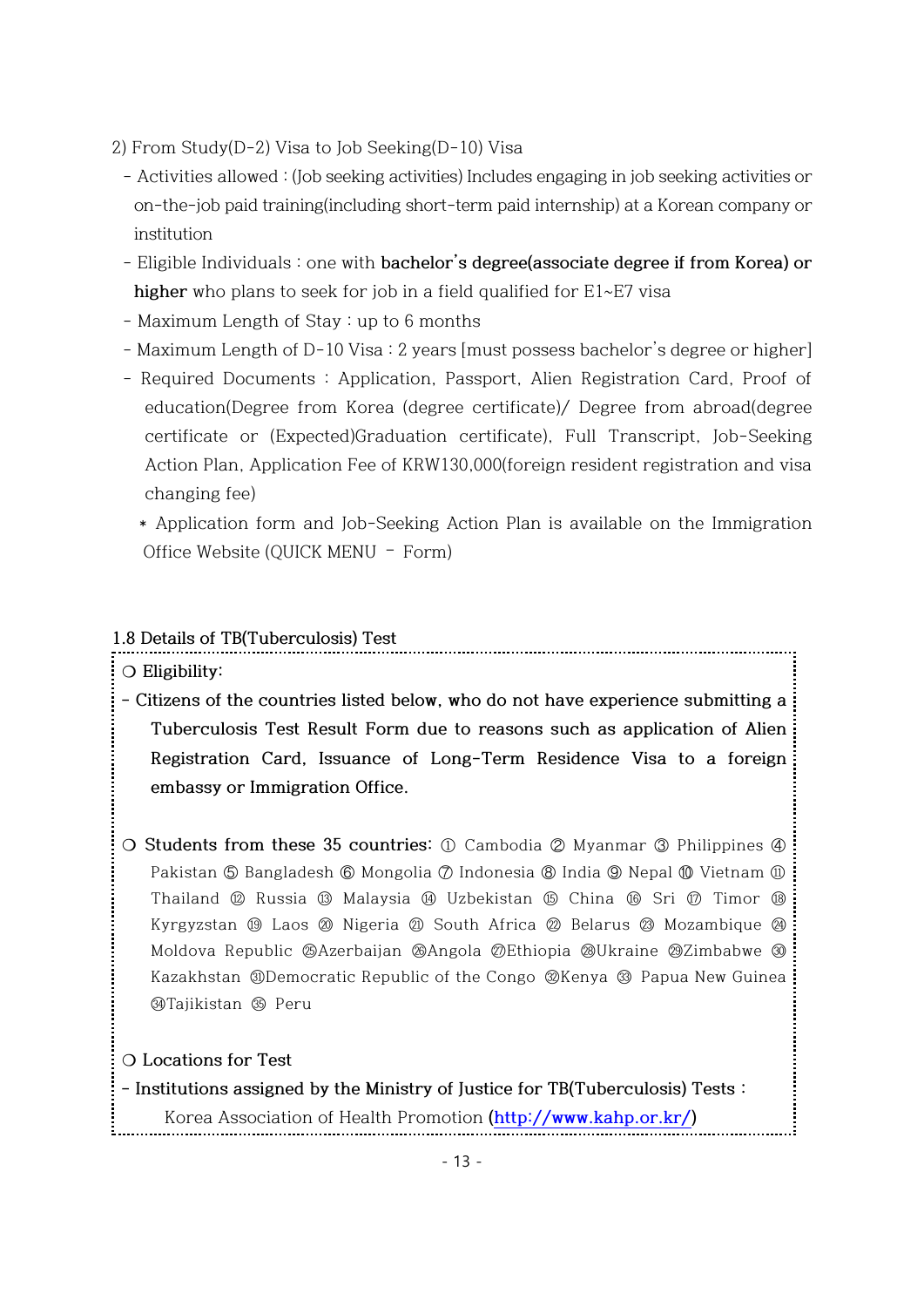2) From Study(D-2) Visa to Job Seeking(D-10) Visa

- Activities allowed : (Job seeking activities) Includes engaging in job seeking activities or on-the-job paid training(including short-term paid internship) at a Korean company or institution
- Eligible Individuals : one with **bachelor's degree(associate degree if from Korea) or higher** who plans to seek for job in a field qualified for E1~E7 visa
- Maximum Length of Stay : up to 6 months
- Maximum Length of D-10 Visa : 2 years [must possess bachelor's degree or higher]
- Required Documents : Application, Passport, Alien Registration Card, Proof of education(Degree from Korea (degree certificate)/ Degree from abroad(degree certificate or (Expected)Graduation certificate), Full Transcript, Job-Seeking Action Plan, Application Fee of KRW130,000(foreign resident registration and visa changing fee)
  - * Application form and Job-Seeking Action Plan is available on the Immigration Office Website (QUICK MENU – Form)

## 1.8 Details of TB(Tuberculosis) Test

❍ **Eligibility:**

- **Citizens of the countries listed below, who do not have experience submitting a Tuberculosis Test Result Form due to reasons such as application of Alien Registration Card, Issuance of Long-Term Residence Visa to a foreign embassy or Immigration Office.**

❍ **Students from these 35 countries:** ① Cambodia ② Myanmar ③ Philippines ④ Pakistan ⑤ Bangladesh ⑥ Mongolia ⑦ Indonesia ⑧ India ⑨ Nepal ⑩ Vietnam ⑪ Thailand ⑫ Russia ⑬ Malaysia ⑭ Uzbekistan ⑮ China ⑯ Sri ⑰ Timor ⑱ Kyrgyzstan ⑲ Laos ⑳ Nigeria ㉑ South Africa ㉒ Belarus ㉓ Mozambique ㉔ Moldova Republic ㉕Azerbaijan ㉖Angola ㉗Ethiopia ㉘Ukraine ㉙Zimbabwe ㉚ Kazakhstan ㉛Democratic Republic of the Congo ㉜Kenya ㉝ Papua New Guinea ㉞Tajikistan ㉟ Peru

❍ Locations for Test

- **Institutions assigned by the Ministry of Justice for TB(Tuberculosis) Tests :** Korea Association of Health Promotion (**http://www.kahp.or.kr/**)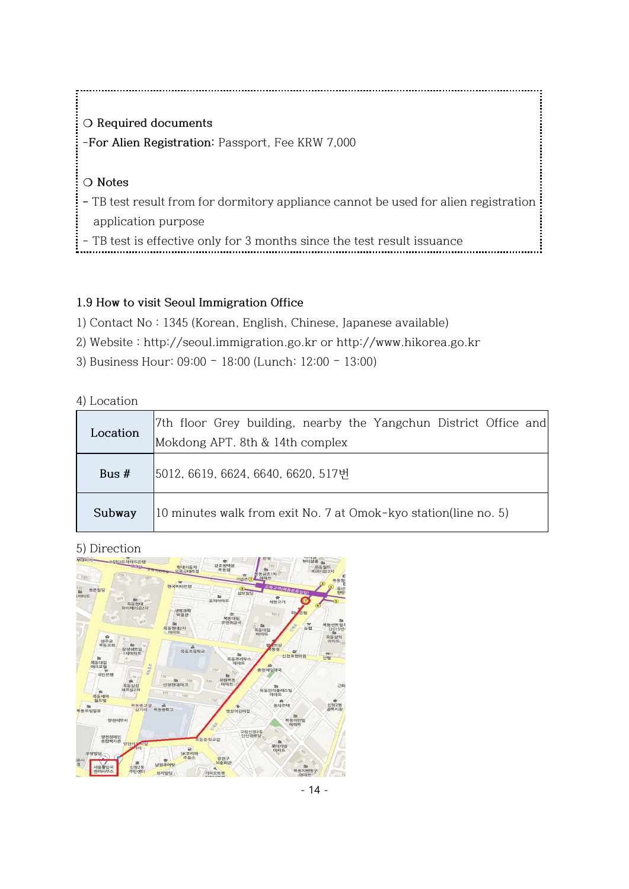○ **Required documents**

-**For Alien Registration:** Passport, Fee KRW 7,000

○ **Notes**

- TB test result from for dormitory appliance cannot be used for alien registration application purpose
- TB test is effective only for 3 months since the test result issuance

### 1.9 How to visit Seoul Immigration Office

1) Contact No : 1345 (Korean, English, Chinese, Japanese available)
2) Website : http://seoul.immigration.go.kr or http://www.hikorea.go.kr
3) Business Hour: 09:00 – 18:00 (Lunch: 12:00 – 13:00)

4) Location

| Location | 7th floor Grey building, nearby the Yangchun District Office and Mokdong APT. 8th & 14th complex |
|---|---|
| Bus # | 5012, 6619, 6624, 6640, 6620, 517번 |
| Subway | 10 minutes walk from exit No. 7 at Omok-kyo station(line no. 5) |

5) Direction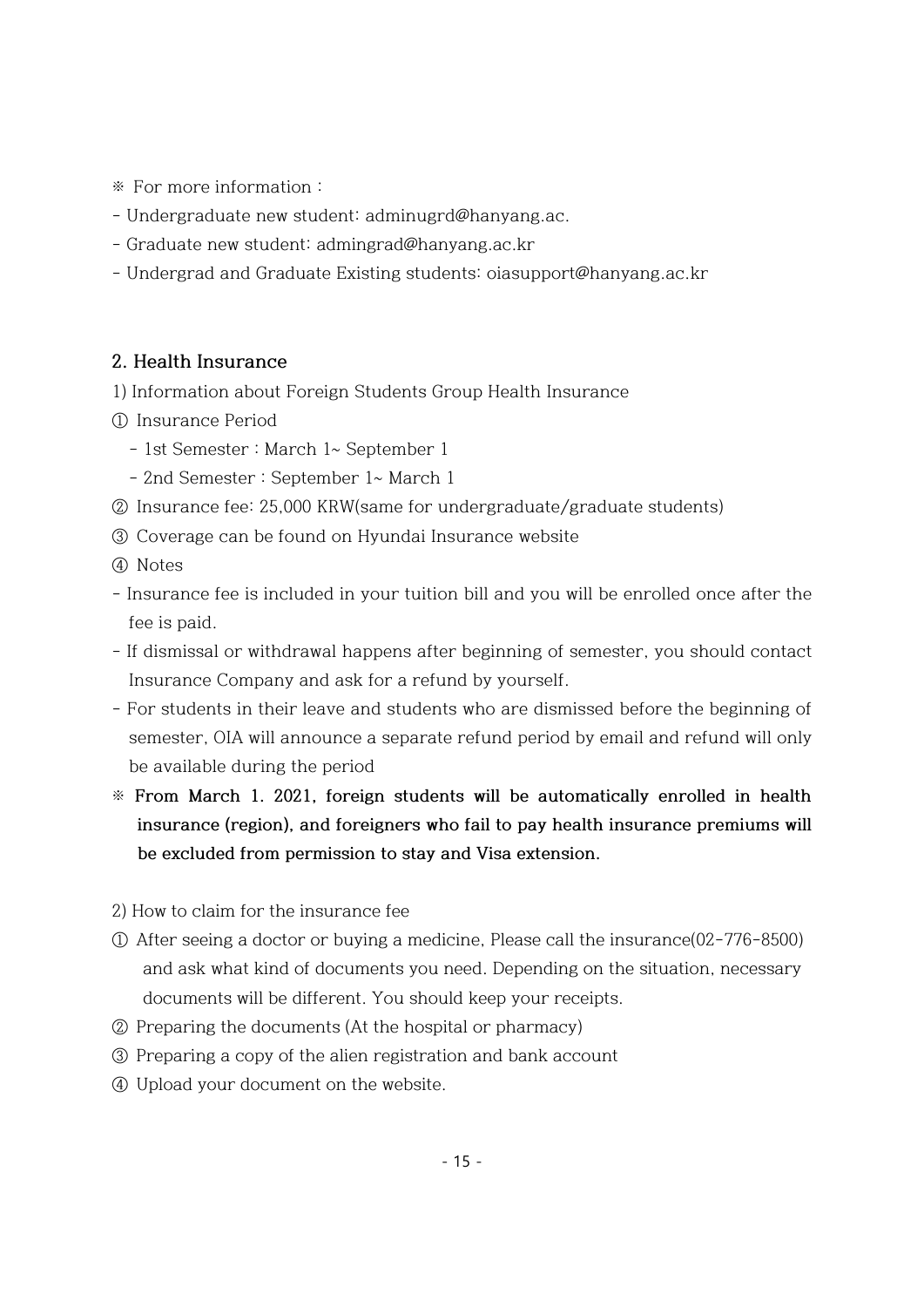※ For more information :

- Undergraduate new student: adminugrd@hanyang.ac.
- Graduate new student: admingrad@hanyang.ac.kr
- Undergrad and Graduate Existing students: oiasupport@hanyang.ac.kr

## 2. Health Insurance

1) Information about Foreign Students Group Health Insurance

① Insurance Period

- 1st Semester : March 1~ September 1
- 2nd Semester : September 1~ March 1

② Insurance fee: 25,000 KRW(same for undergraduate/graduate students)

③ Coverage can be found on Hyundai Insurance website

④ Notes

- Insurance fee is included in your tuition bill and you will be enrolled once after the fee is paid.
- If dismissal or withdrawal happens after beginning of semester, you should contact Insurance Company and ask for a refund by yourself.
- For students in their leave and students who are dismissed before the beginning of semester, OIA will announce a separate refund period by email and refund will only be available during the period

※ **From March 1. 2021, foreign students will be automatically enrolled in health insurance (region), and foreigners who fail to pay health insurance premiums will be excluded from permission to stay and Visa extension.**

2) How to claim for the insurance fee

① After seeing a doctor or buying a medicine, Please call the insurance(02-776-8500) and ask what kind of documents you need. Depending on the situation, necessary documents will be different. You should keep your receipts.

② Preparing the documents (At the hospital or pharmacy)

③ Preparing a copy of the alien registration and bank account

④ Upload your document on the website.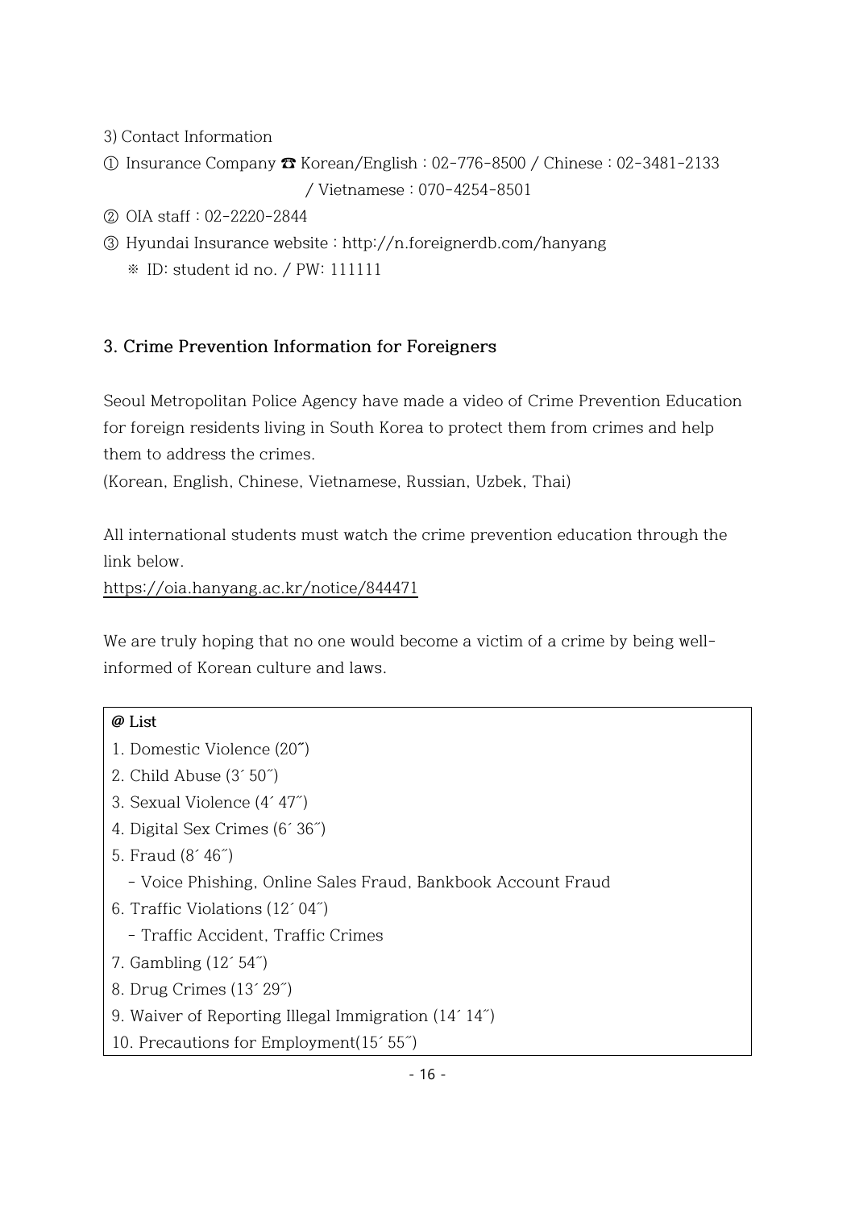3) Contact Information

① Insurance Company ☎ Korean/English : 02-776-8500 / Chinese : 02-3481-2133 / Vietnamese : 070-4254-8501

② OIA staff : 02-2220-2844

③ Hyundai Insurance website : http://n.foreignerdb.com/hanyang
※ ID: student id no. / PW: 111111

### 3. Crime Prevention Information for Foreigners

Seoul Metropolitan Police Agency have made a video of Crime Prevention Education for foreign residents living in South Korea to protect them from crimes and help them to address the crimes.
(Korean, English, Chinese, Vietnamese, Russian, Uzbek, Thai)

All international students must watch the crime prevention education through the link below.
https://oia.hanyang.ac.kr/notice/844471

We are truly hoping that no one would become a victim of a crime by being well-informed of Korean culture and laws.

**@ List**

1. Domestic Violence (20˝)
2. Child Abuse (3´ 50˝)
3. Sexual Violence (4´ 47˝)
4. Digital Sex Crimes (6´ 36˝)
5. Fraud (8´ 46˝)
   - Voice Phishing, Online Sales Fraud, Bankbook Account Fraud
6. Traffic Violations (12´ 04˝)
   - Traffic Accident, Traffic Crimes
7. Gambling (12´ 54˝)
8. Drug Crimes (13´ 29˝)
9. Waiver of Reporting Illegal Immigration (14´ 14˝)
10. Precautions for Employment(15´ 55˝)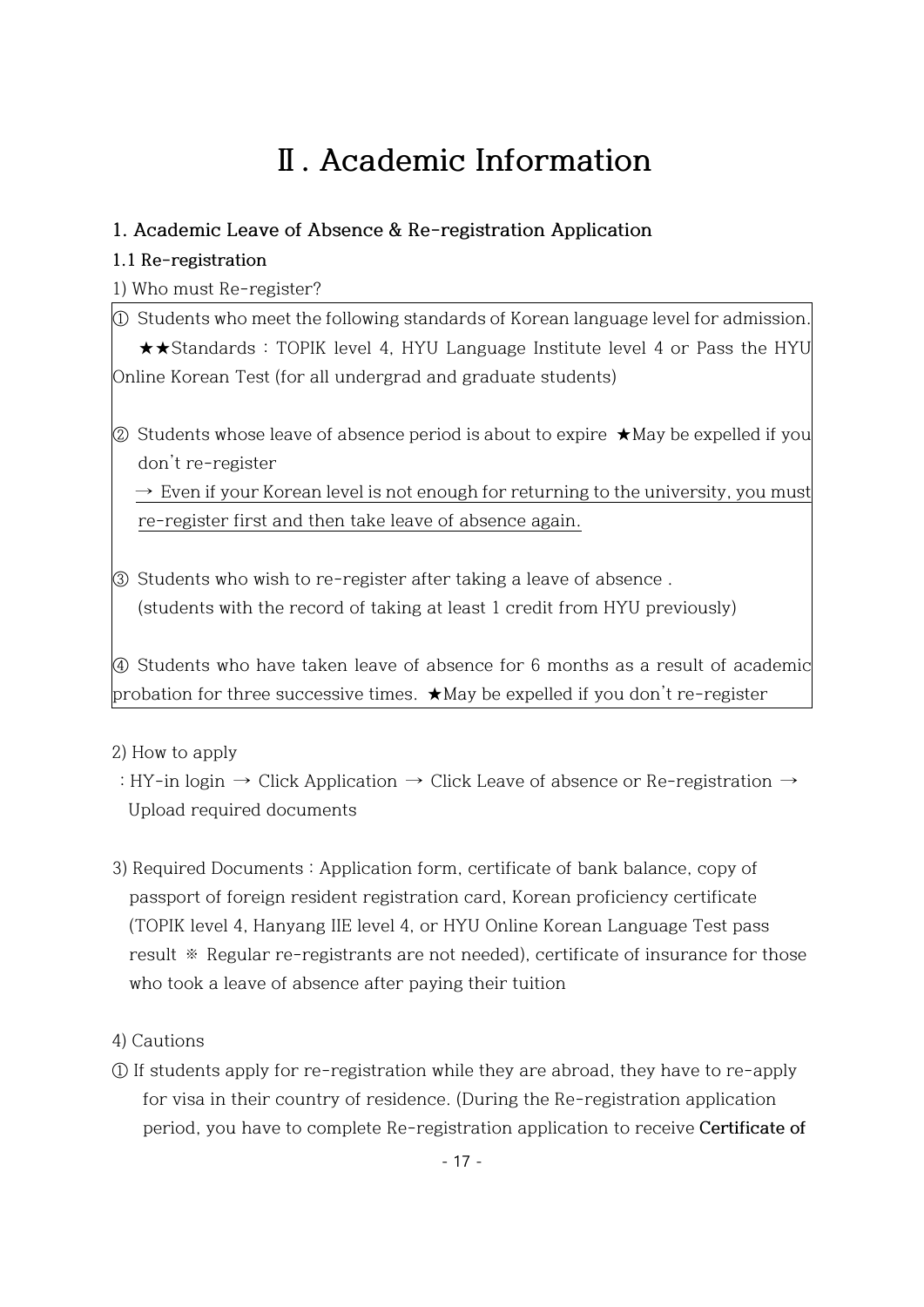# Ⅱ. Academic Information

## 1. Academic Leave of Absence & Re-registration Application

### 1.1 Re-registration

1) Who must Re-register?

① Students who meet the following standards of Korean language level for admission.
★★Standards : TOPIK level 4, HYU Language Institute level 4 or Pass the HYU Online Korean Test (for all undergrad and graduate students)

② Students whose leave of absence period is about to expire ★May be expelled if you don't re-register
→ Even if your Korean level is not enough for returning to the university, you must re-register first and then take leave of absence again.

③ Students who wish to re-register after taking a leave of absence .
(students with the record of taking at least 1 credit from HYU previously)

④ Students who have taken leave of absence for 6 months as a result of academic probation for three successive times. ★May be expelled if you don't re-register

2) How to apply
: HY-in login → Click Application → Click Leave of absence or Re-registration → Upload required documents

3) Required Documents : Application form, certificate of bank balance, copy of passport of foreign resident registration card, Korean proficiency certificate (TOPIK level 4, Hanyang IIE level 4, or HYU Online Korean Language Test pass result ※ Regular re-registrants are not needed), certificate of insurance for those who took a leave of absence after paying their tuition

4) Cautions

① If students apply for re-registration while they are abroad, they have to re-apply for visa in their country of residence. (During the Re-registration application period, you have to complete Re-registration application to receive **Certificate of**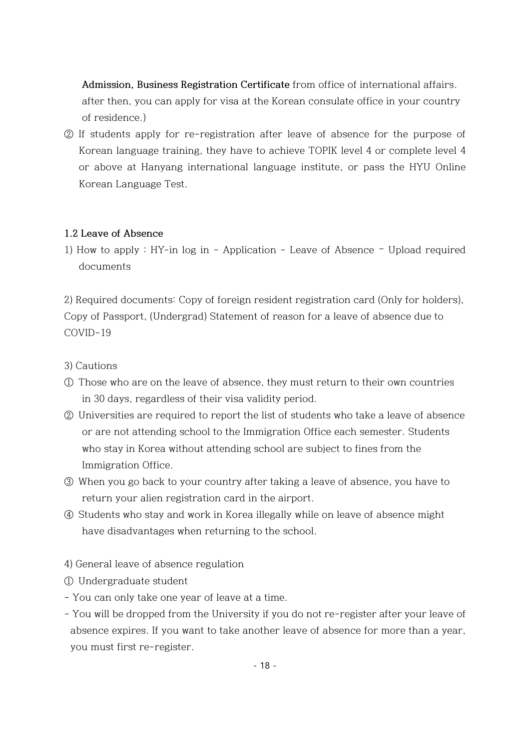**Admission, Business Registration Certificate** from office of international affairs. after then, you can apply for visa at the Korean consulate office in your country of residence.)

② If students apply for re-registration after leave of absence for the purpose of Korean language training, they have to achieve TOPIK level 4 or complete level 4 or above at Hanyang international language institute, or pass the HYU Online Korean Language Test.

### 1.2 Leave of Absence

1) How to apply : HY-in log in - Application - Leave of Absence – Upload required documents

2) Required documents: Copy of foreign resident registration card (Only for holders), Copy of Passport, (Undergrad) Statement of reason for a leave of absence due to COVID-19

3) Cautions

① Those who are on the leave of absence, they must return to their own countries in 30 days, regardless of their visa validity period.

② Universities are required to report the list of students who take a leave of absence or are not attending school to the Immigration Office each semester. Students who stay in Korea without attending school are subject to fines from the Immigration Office.

③ When you go back to your country after taking a leave of absence, you have to return your alien registration card in the airport.

④ Students who stay and work in Korea illegally while on leave of absence might have disadvantages when returning to the school.

4) General leave of absence regulation

① Undergraduate student

- You can only take one year of leave at a time.
- You will be dropped from the University if you do not re-register after your leave of absence expires. If you want to take another leave of absence for more than a year, you must first re-register.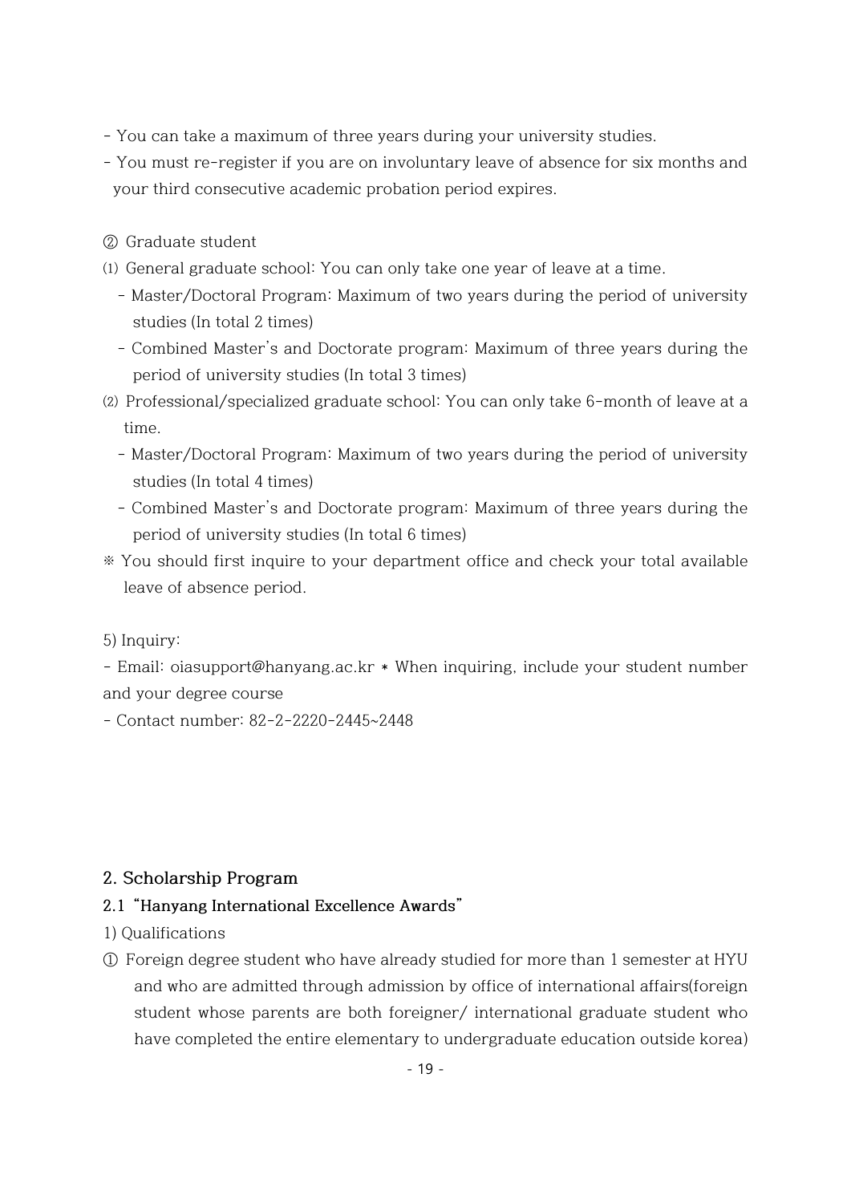- You can take a maximum of three years during your university studies.
- You must re-register if you are on involuntary leave of absence for six months and your third consecutive academic probation period expires.

② Graduate student

⑴ General graduate school: You can only take one year of leave at a time.

- Master/Doctoral Program: Maximum of two years during the period of university studies (In total 2 times)
- Combined Master's and Doctorate program: Maximum of three years during the period of university studies (In total 3 times)

⑵ Professional/specialized graduate school: You can only take 6-month of leave at a time.

- Master/Doctoral Program: Maximum of two years during the period of university studies (In total 4 times)
- Combined Master's and Doctorate program: Maximum of three years during the period of university studies (In total 6 times)

※ You should first inquire to your department office and check your total available leave of absence period.

5) Inquiry:

- Email: oiasupport@hanyang.ac.kr * When inquiring, include your student number and your degree course
- Contact number: 82-2-2220-2445~2448

## 2. Scholarship Program

### 2.1 "Hanyang International Excellence Awards"

1) Qualifications

① Foreign degree student who have already studied for more than 1 semester at HYU and who are admitted through admission by office of international affairs(foreign student whose parents are both foreigner/ international graduate student who have completed the entire elementary to undergraduate education outside korea)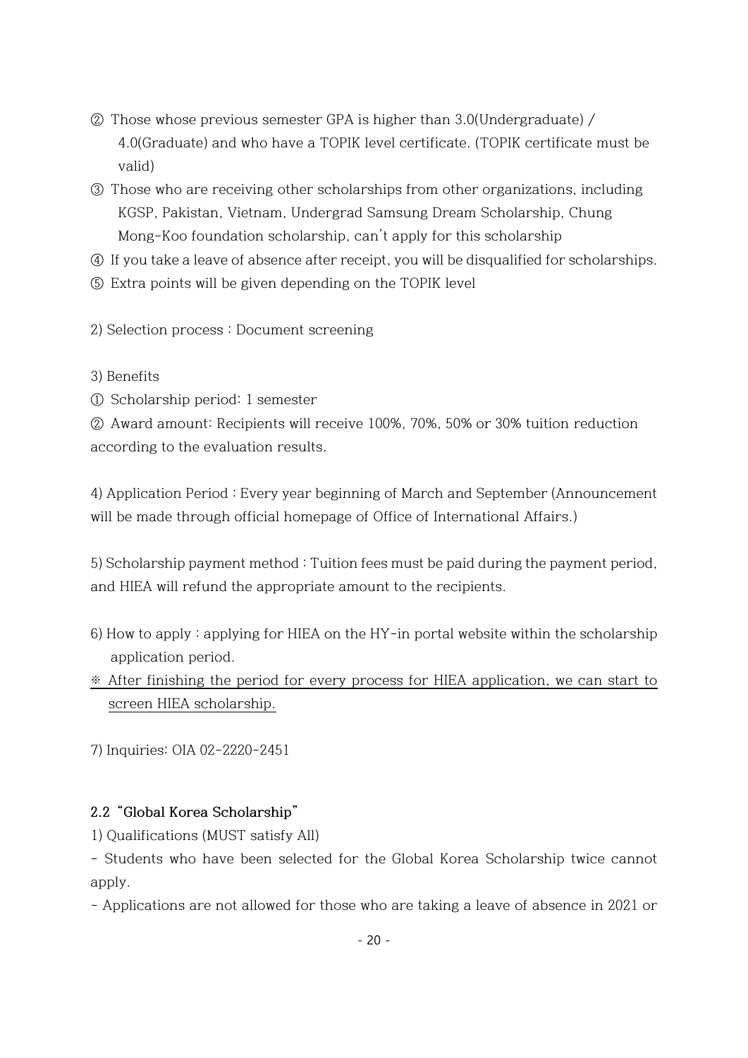② Those whose previous semester GPA is higher than 3.0(Undergraduate) / 4.0(Graduate) and who have a TOPIK level certificate. (TOPIK certificate must be valid)

③ Those who are receiving other scholarships from other organizations, including KGSP, Pakistan, Vietnam, Undergrad Samsung Dream Scholarship, Chung Mong-Koo foundation scholarship, can't apply for this scholarship

④ If you take a leave of absence after receipt, you will be disqualified for scholarships.

⑤ Extra points will be given depending on the TOPIK level

2) Selection process : Document screening

3) Benefits

① Scholarship period: 1 semester

② Award amount: Recipients will receive 100%, 70%, 50% or 30% tuition reduction according to the evaluation results.

4) Application Period : Every year beginning of March and September (Announcement will be made through official homepage of Office of International Affairs.)

5) Scholarship payment method : Tuition fees must be paid during the payment period, and HIEA will refund the appropriate amount to the recipients.

6) How to apply : applying for HIEA on the HY-in portal website within the scholarship application period.

※ After finishing the period for every process for HIEA application, we can start to screen HIEA scholarship.

7) Inquiries: OIA 02-2220-2451

**2.2 "Global Korea Scholarship"**

1) Qualifications (MUST satisfy All)

- Students who have been selected for the Global Korea Scholarship twice cannot apply.
- Applications are not allowed for those who are taking a leave of absence in 2021 or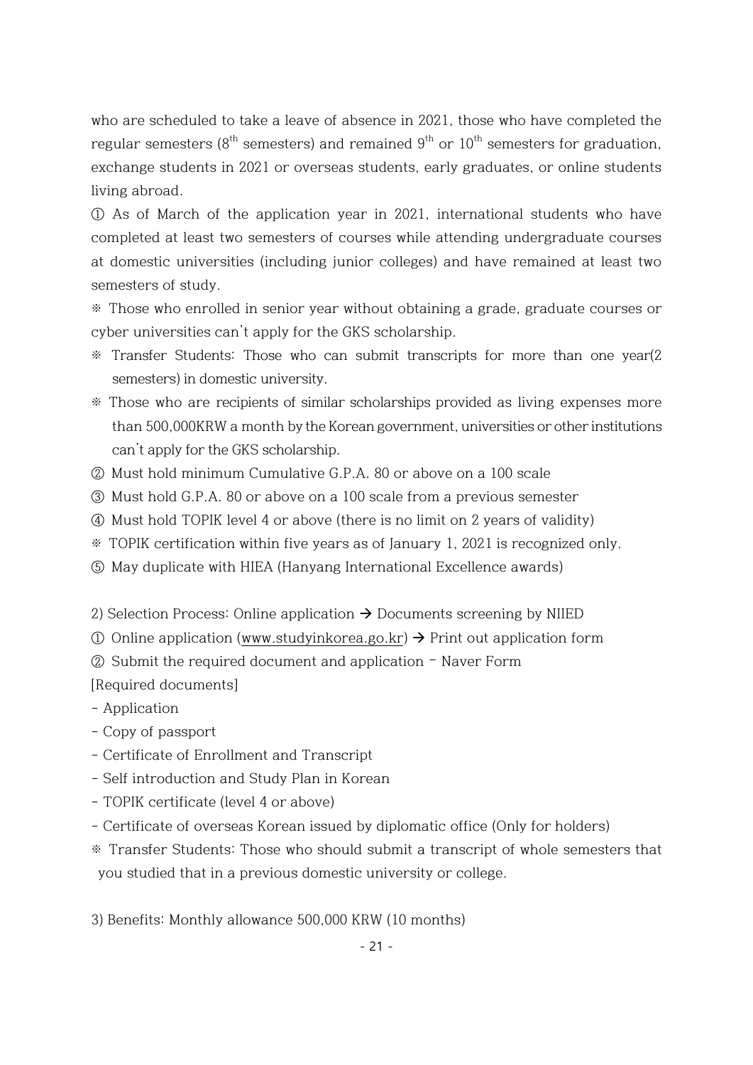who are scheduled to take a leave of absence in 2021, those who have completed the regular semesters ($8^{th}$ semesters) and remained $9^{th}$ or $10^{th}$ semesters for graduation, exchange students in 2021 or overseas students, early graduates, or online students living abroad.

① As of March of the application year in 2021, international students who have completed at least two semesters of courses while attending undergraduate courses at domestic universities (including junior colleges) and have remained at least two semesters of study.

※ Those who enrolled in senior year without obtaining a grade, graduate courses or cyber universities can't apply for the GKS scholarship.

※ Transfer Students: Those who can submit transcripts for more than one year(2 semesters) in domestic university.

※ Those who are recipients of similar scholarships provided as living expenses more than 500,000KRW a month by the Korean government, universities or other institutions can't apply for the GKS scholarship.

② Must hold minimum Cumulative G.P.A. 80 or above on a 100 scale

③ Must hold G.P.A. 80 or above on a 100 scale from a previous semester

④ Must hold TOPIK level 4 or above (there is no limit on 2 years of validity)

※ TOPIK certification within five years as of January 1, 2021 is recognized only.

⑤ May duplicate with HIEA (Hanyang International Excellence awards)

2) Selection Process: Online application → Documents screening by NIIED

① Online application (www.studyinkorea.go.kr) → Print out application form

② Submit the required document and application – Naver Form

[Required documents]

- Application
- Copy of passport
- Certificate of Enrollment and Transcript
- Self introduction and Study Plan in Korean
- TOPIK certificate (level 4 or above)
- Certificate of overseas Korean issued by diplomatic office (Only for holders)

※ Transfer Students: Those who should submit a transcript of whole semesters that you studied that in a previous domestic university or college.

3) Benefits: Monthly allowance 500,000 KRW (10 months)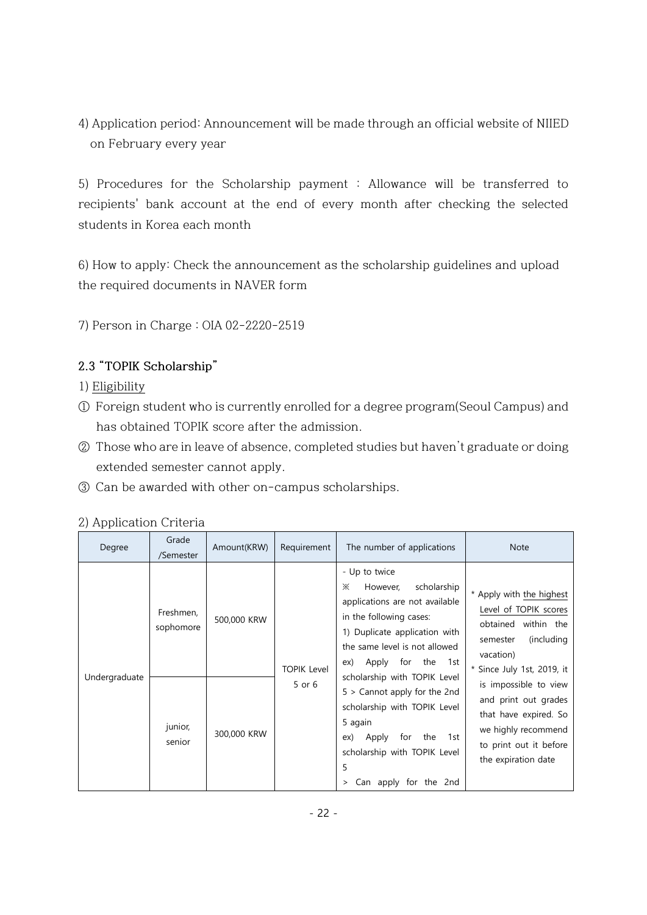4) Application period: Announcement will be made through an official website of NIIED on February every year

5) Procedures for the Scholarship payment : Allowance will be transferred to recipients' bank account at the end of every month after checking the selected students in Korea each month

6) How to apply: Check the announcement as the scholarship guidelines and upload the required documents in NAVER form

7) Person in Charge : OIA 02-2220-2519

### 2.3 "TOPIK Scholarship"

1) Eligibility

① Foreign student who is currently enrolled for a degree program(Seoul Campus) and has obtained TOPIK score after the admission.

② Those who are in leave of absence, completed studies but haven't graduate or doing extended semester cannot apply.

③ Can be awarded with other on-campus scholarships.

2) Application Criteria

| Degree | Grade /Semester | Amount(KRW) | Requirement | The number of applications | Note |
|---|---|---|---|---|---|
| Undergraduate | Freshmen, sophomore | 500,000 KRW | TOPIK Level 5 or 6 | - Up to twice<br>※ However, scholarship applications are not available in the following cases:<br>1) Duplicate application with the same level is not allowed<br>ex) Apply for the 1st scholarship with TOPIK Level 5 > Cannot apply for the 2nd scholarship with TOPIK Level 5 again<br>ex) Apply for the 1st scholarship with TOPIK Level 5<br>> Can apply for the 2nd | * Apply with the highest Level of TOPIK scores obtained within the semester (including vacation)<br>* Since July 1st, 2019, it is impossible to view and print out grades that have expired. So we highly recommend to print out it before the expiration date |
| | junior, senior | 300,000 KRW | | | |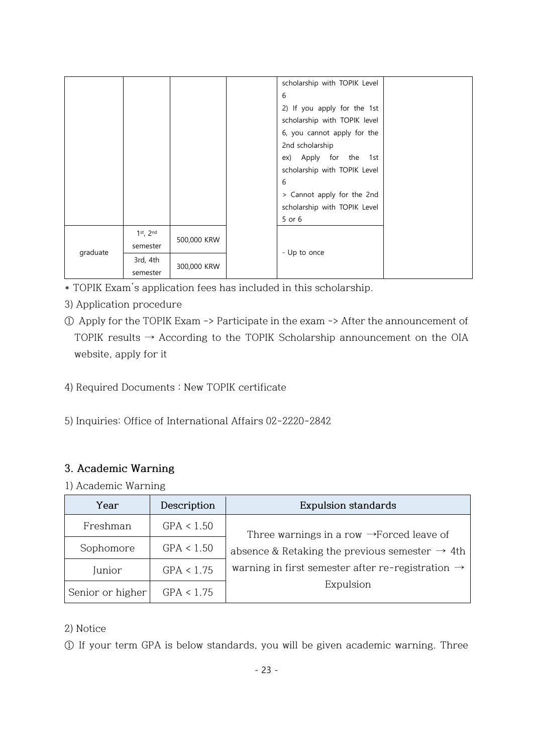| | | | | scholarship with TOPIK Level 6<br>2) If you apply for the 1st scholarship with TOPIK level 6, you cannot apply for the 2nd scholarship<br>ex) Apply for the 1st scholarship with TOPIK Level 6<br>> Cannot apply for the 2nd scholarship with TOPIK Level 5 or 6 | |
|---|---|---|---|---|---|
| graduate | 1st, 2nd semester | 500,000 KRW | | - Up to once | |
| | 3rd, 4th semester | 300,000 KRW | | | |

* TOPIK Exam's application fees has included in this scholarship.

3) Application procedure

① Apply for the TOPIK Exam -> Participate in the exam -> After the announcement of TOPIK results → According to the TOPIK Scholarship announcement on the OIA website, apply for it

4) Required Documents : New TOPIK certificate

5) Inquiries: Office of International Affairs 02-2220-2842

### 3. Academic Warning

1) Academic Warning

| Year | Description | Expulsion standards |
|---|---|---|
| Freshman | GPA < 1.50 | Three warnings in a row →Forced leave of absence & Retaking the previous semester → 4th warning in first semester after re-registration → Expulsion |
| Sophomore | GPA < 1.50 | |
| Junior | GPA < 1.75 | |
| Senior or higher | GPA < 1.75 | |

2) Notice

① If your term GPA is below standards, you will be given academic warning. Three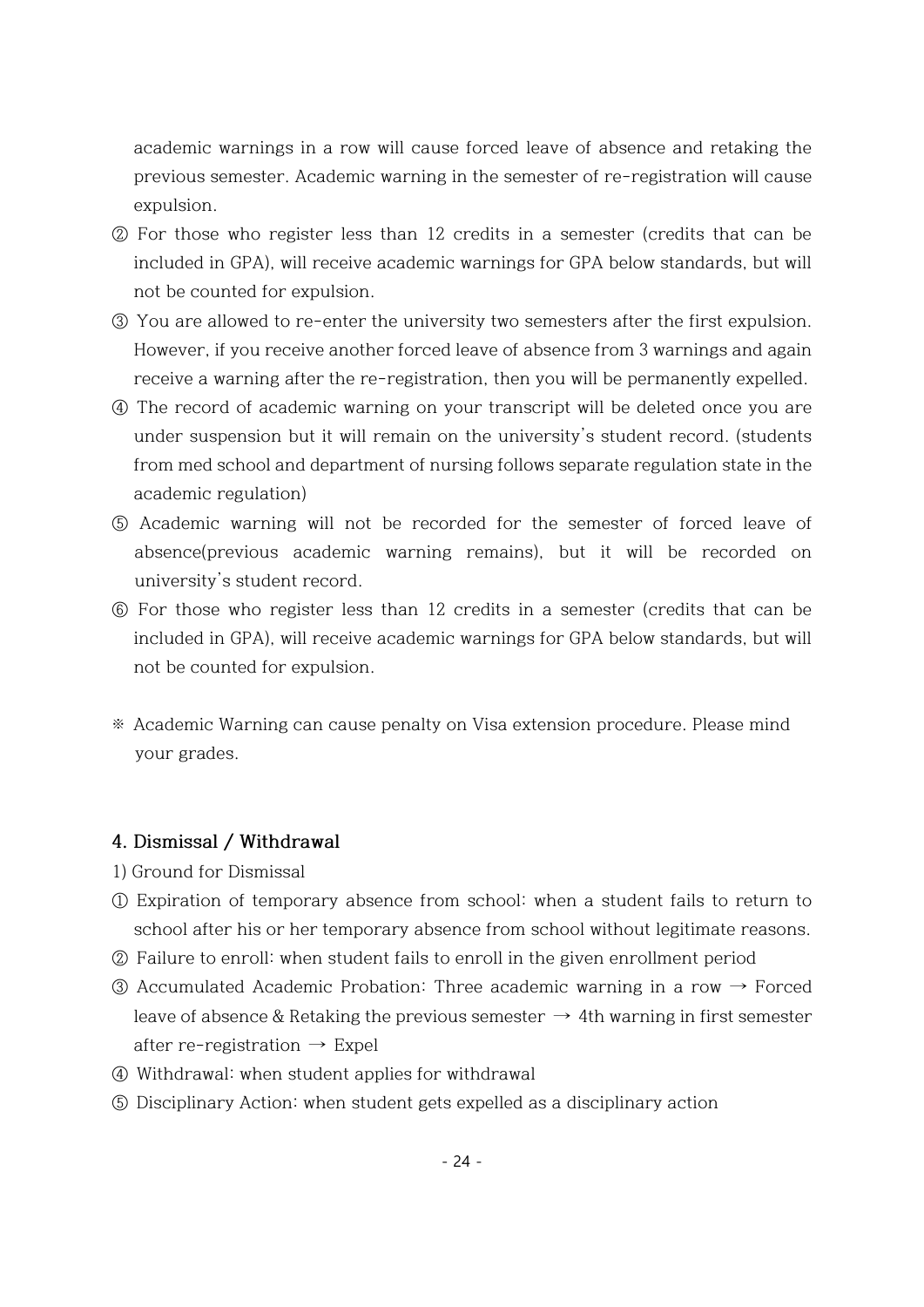academic warnings in a row will cause forced leave of absence and retaking the previous semester. Academic warning in the semester of re-registration will cause expulsion.

② For those who register less than 12 credits in a semester (credits that can be included in GPA), will receive academic warnings for GPA below standards, but will not be counted for expulsion.

③ You are allowed to re-enter the university two semesters after the first expulsion. However, if you receive another forced leave of absence from 3 warnings and again receive a warning after the re-registration, then you will be permanently expelled.

④ The record of academic warning on your transcript will be deleted once you are under suspension but it will remain on the university's student record. (students from med school and department of nursing follows separate regulation state in the academic regulation)

⑤ Academic warning will not be recorded for the semester of forced leave of absence(previous academic warning remains), but it will be recorded on university's student record.

⑥ For those who register less than 12 credits in a semester (credits that can be included in GPA), will receive academic warnings for GPA below standards, but will not be counted for expulsion.

※ Academic Warning can cause penalty on Visa extension procedure. Please mind your grades.

### 4. Dismissal / Withdrawal

1) Ground for Dismissal

① Expiration of temporary absence from school: when a student fails to return to school after his or her temporary absence from school without legitimate reasons.

② Failure to enroll: when student fails to enroll in the given enrollment period

③ Accumulated Academic Probation: Three academic warning in a row → Forced leave of absence & Retaking the previous semester → 4th warning in first semester after re-registration → Expel

④ Withdrawal: when student applies for withdrawal

⑤ Disciplinary Action: when student gets expelled as a disciplinary action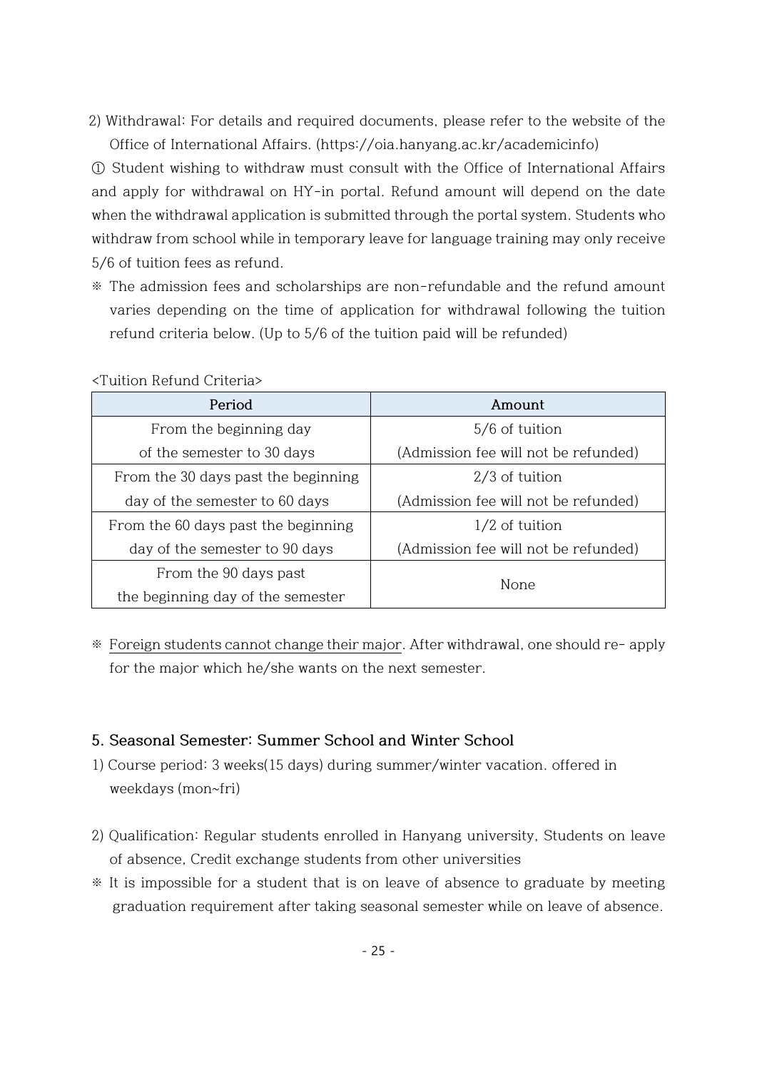2) Withdrawal: For details and required documents, please refer to the website of the Office of International Affairs. (https://oia.hanyang.ac.kr/academicinfo)

① Student wishing to withdraw must consult with the Office of International Affairs and apply for withdrawal on HY-in portal. Refund amount will depend on the date when the withdrawal application is submitted through the portal system. Students who withdraw from school while in temporary leave for language training may only receive 5/6 of tuition fees as refund.

※ The admission fees and scholarships are non-refundable and the refund amount varies depending on the time of application for withdrawal following the tuition refund criteria below. (Up to 5/6 of the tuition paid will be refunded)

<Tuition Refund Criteria>

| Period | Amount |
|---|---|
| From the beginning day of the semester to 30 days | 5/6 of tuition (Admission fee will not be refunded) |
| From the 30 days past the beginning day of the semester to 60 days | 2/3 of tuition (Admission fee will not be refunded) |
| From the 60 days past the beginning day of the semester to 90 days | 1/2 of tuition (Admission fee will not be refunded) |
| From the 90 days past the beginning day of the semester | None |

※ <u>Foreign students cannot change their major</u>. After withdrawal, one should re- apply for the major which he/she wants on the next semester.

## 5. Seasonal Semester: Summer School and Winter School

1) Course period: 3 weeks(15 days) during summer/winter vacation. offered in weekdays (mon~fri)

2) Qualification: Regular students enrolled in Hanyang university, Students on leave of absence, Credit exchange students from other universities

※ It is impossible for a student that is on leave of absence to graduate by meeting graduation requirement after taking seasonal semester while on leave of absence.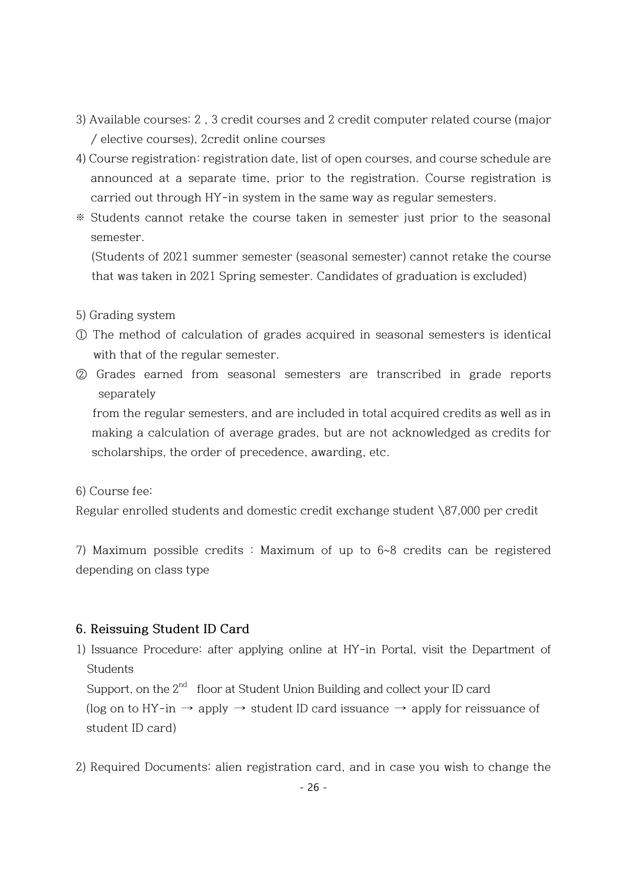3) Available courses: 2 , 3 credit courses and 2 credit computer related course (major / elective courses), 2credit online courses

4) Course registration: registration date, list of open courses, and course schedule are announced at a separate time, prior to the registration. Course registration is carried out through HY-in system in the same way as regular semesters.

※ Students cannot retake the course taken in semester just prior to the seasonal semester.
(Students of 2021 summer semester (seasonal semester) cannot retake the course that was taken in 2021 Spring semester. Candidates of graduation is excluded)

5) Grading system

① The method of calculation of grades acquired in seasonal semesters is identical with that of the regular semester.

② Grades earned from seasonal semesters are transcribed in grade reports separately
from the regular semesters, and are included in total acquired credits as well as in making a calculation of average grades, but are not acknowledged as credits for scholarships, the order of precedence, awarding, etc.

6) Course fee:

Regular enrolled students and domestic credit exchange student \87,000 per credit

7) Maximum possible credits : Maximum of up to 6~8 credits can be registered depending on class type

### 6. Reissuing Student ID Card

1) Issuance Procedure: after applying online at HY-in Portal, visit the Department of Students
Support, on the 2nd floor at Student Union Building and collect your ID card
(log on to HY-in → apply → student ID card issuance → apply for reissuance of student ID card)

2) Required Documents: alien registration card, and in case you wish to change the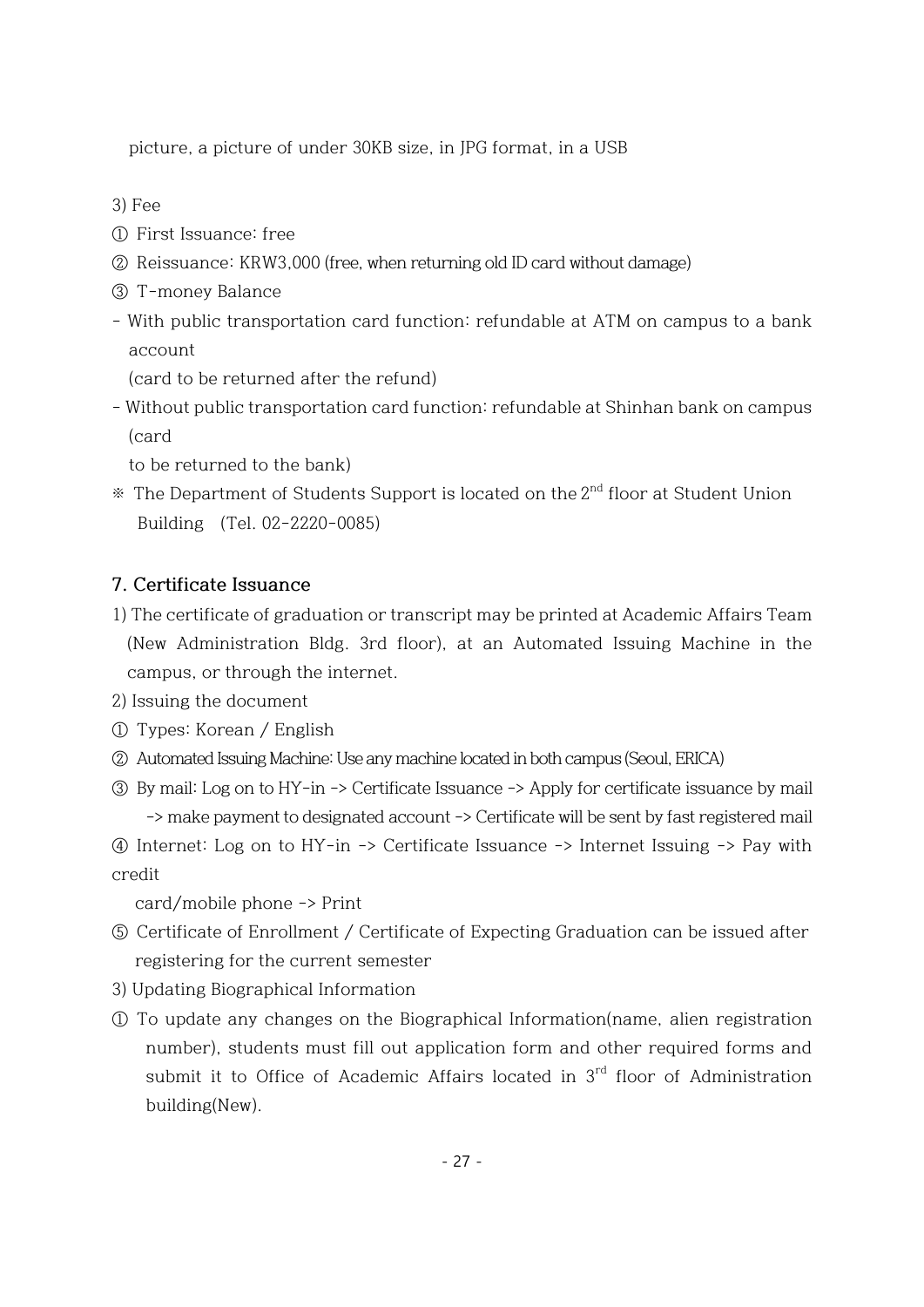picture, a picture of under 30KB size, in JPG format, in a USB

3) Fee

① First Issuance: free

② Reissuance: KRW3,000 (free, when returning old ID card without damage)

③ T-money Balance

- With public transportation card function: refundable at ATM on campus to a bank account

  (card to be returned after the refund)

- Without public transportation card function: refundable at Shinhan bank on campus (card

  to be returned to the bank)

※ The Department of Students Support is located on the 2nd floor at Student Union Building (Tel. 02-2220-0085)

### 7. Certificate Issuance

1) The certificate of graduation or transcript may be printed at Academic Affairs Team (New Administration Bldg. 3rd floor), at an Automated Issuing Machine in the campus, or through the internet.

2) Issuing the document

① Types: Korean / English

② Automated Issuing Machine: Use any machine located in both campus (Seoul, ERICA)

③ By mail: Log on to HY-in -> Certificate Issuance -> Apply for certificate issuance by mail -> make payment to designated account -> Certificate will be sent by fast registered mail

④ Internet: Log on to HY-in -> Certificate Issuance -> Internet Issuing -> Pay with credit

  card/mobile phone -> Print

⑤ Certificate of Enrollment / Certificate of Expecting Graduation can be issued after registering for the current semester

3) Updating Biographical Information

① To update any changes on the Biographical Information(name, alien registration number), students must fill out application form and other required forms and submit it to Office of Academic Affairs located in 3rd floor of Administration building(New).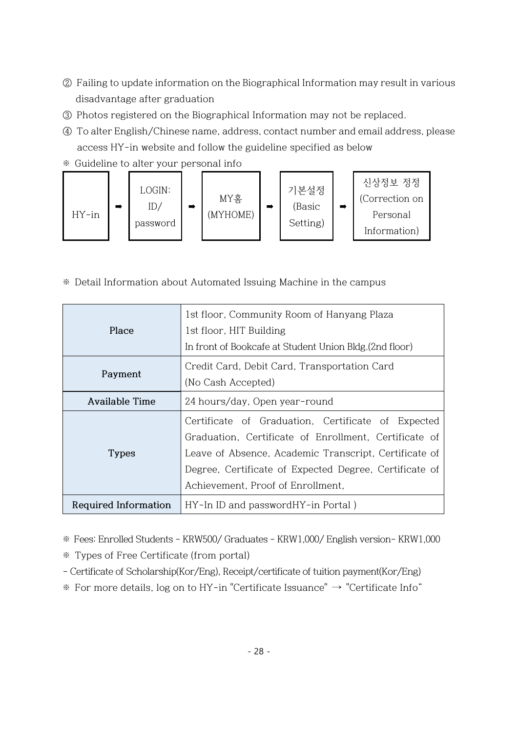② Failing to update information on the Biographical Information may result in various disadvantage after graduation

③ Photos registered on the Biographical Information may not be replaced.

④ To alter English/Chinese name, address, contact number and email address, please access HY-in website and follow the guideline specified as below

※ Guideline to alter your personal info

HY-in ➡ LOGIN: ID/ password ➡ MY홈 (MYHOME) ➡ 기본설정 (Basic Setting) ➡ 신상정보 정정 (Correction on Personal Information)

※ Detail Information about Automated Issuing Machine in the campus

| Place | 1st floor, Community Room of Hanyang Plaza<br>1st floor, HIT Building<br>In front of Bookcafe at Student Union Bldg.(2nd floor) |
|---|---|
| Payment | Credit Card, Debit Card, Transportation Card<br>(No Cash Accepted) |
| Available Time | 24 hours/day, Open year-round |
| Types | Certificate of Graduation, Certificate of Expected Graduation, Certificate of Enrollment, Certificate of Leave of Absence, Academic Transcript, Certificate of Degree, Certificate of Expected Degree, Certificate of Achievement, Proof of Enrollment, |
| Required Information | HY-In ID and passwordHY-in Portal ) |

※ Fees: Enrolled Students - KRW500/ Graduates - KRW1,000/ English version- KRW1,000

※ Types of Free Certificate (from portal)

- Certificate of Scholarship(Kor/Eng), Receipt/certificate of tuition payment(Kor/Eng)

※ For more details, log on to HY-in "Certificate Issuance" → "Certificate Info"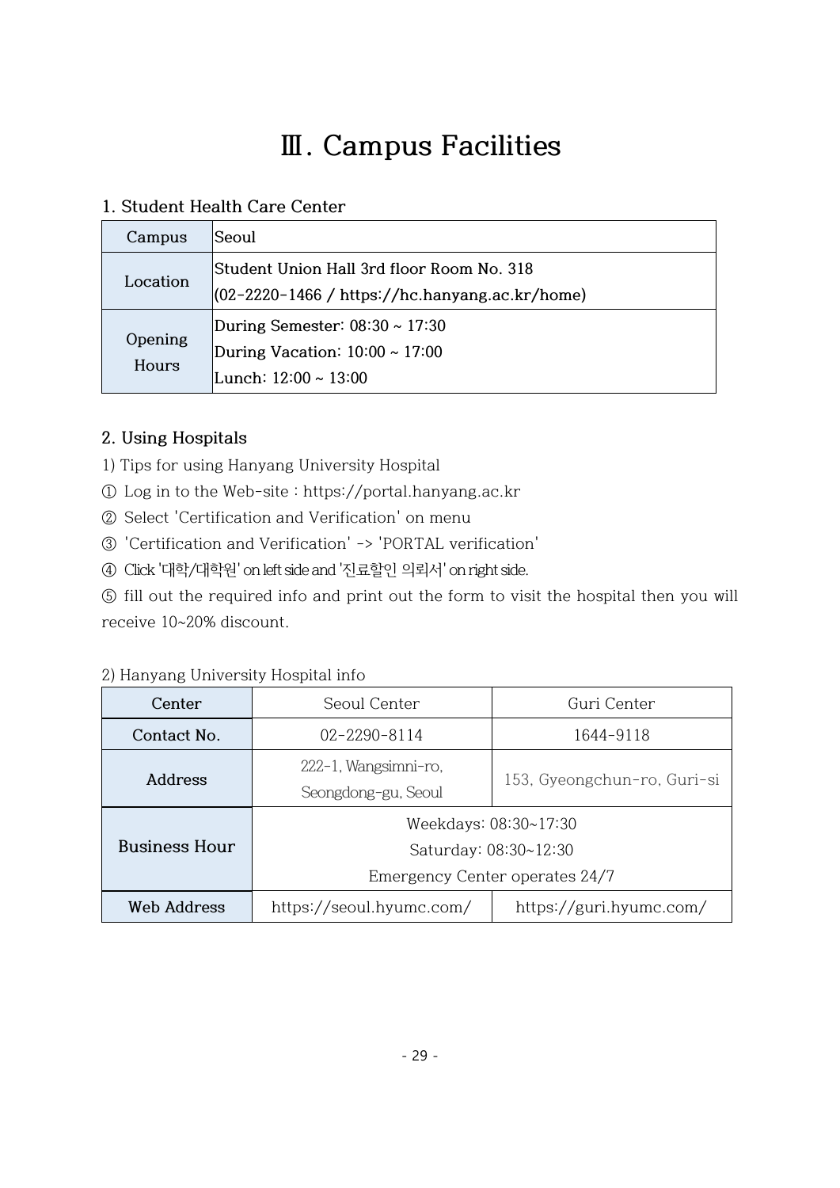# Ⅲ. Campus Facilities

### 1. Student Health Care Center

| Campus | Seoul |
|---|---|
| Location | Student Union Hall 3rd floor Room No. 318<br>(02-2220-1466 / https://hc.hanyang.ac.kr/home) |
| Opening Hours | During Semester: 08:30 ~ 17:30<br>During Vacation: 10:00 ~ 17:00<br>Lunch: 12:00 ~ 13:00 |

### 2. Using Hospitals

1) Tips for using Hanyang University Hospital

① Log in to the Web-site : https://portal.hanyang.ac.kr

② Select 'Certification and Verification' on menu

③ 'Certification and Verification' -> 'PORTAL verification'

④ Click '대학/대학원' on left side and '진료할인 의뢰서' on right side.

⑤ fill out the required info and print out the form to visit the hospital then you will receive 10~20% discount.

2) Hanyang University Hospital info

| Center | Seoul Center | Guri Center |
|---|---|---|
| Contact No. | 02-2290-8114 | 1644-9118 |
| Address | 222-1, Wangsimni-ro, Seongdong-gu, Seoul | 153, Gyeongchun-ro, Guri-si |
| Business Hour | Weekdays: 08:30~17:30<br>Saturday: 08:30~12:30<br>Emergency Center operates 24/7 | |
| Web Address | https://seoul.hyumc.com/ | https://guri.hyumc.com/ |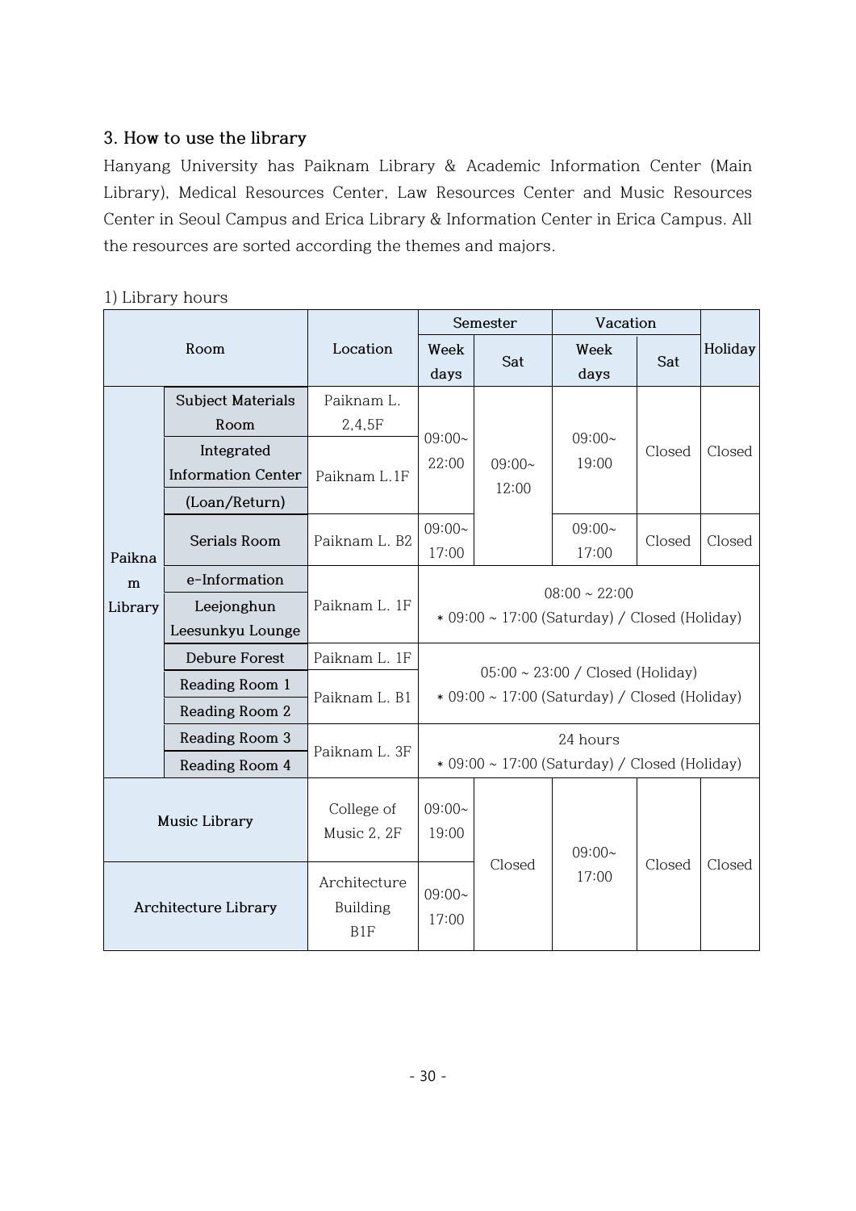### 3. How to use the library

Hanyang University has Paiknam Library & Academic Information Center (Main Library), Medical Resources Center, Law Resources Center and Music Resources Center in Seoul Campus and Erica Library & Information Center in Erica Campus. All the resources are sorted according the themes and majors.

1) Library hours

| Room | | Location | Semester | | Vacation | | Holiday |
|---|---|---|---|---|---|---|---|
| | | | Week days | Sat | Week days | Sat | |
| Paiknam Library | Subject Materials Room | Paiknam L. 2,4,5F | 09:00~ 22:00 | 09:00~ 12:00 | 09:00~ 19:00 | Closed | Closed |
| | Integrated Information Center (Loan/Return) | Paiknam L.1F | 09:00~ 22:00 | 09:00~ 12:00 | 09:00~ 19:00 | Closed | Closed |
| | Serials Room | Paiknam L. B2 | 09:00~ 17:00 | 09:00~ 12:00 | 09:00~ 17:00 | Closed | Closed |
| | e-Information | Paiknam L. 1F | 08:00 ~ 22:00<br>* 09:00 ~ 17:00 (Saturday) / Closed (Holiday) | | | | |
| | Leejonghun Leesunkyu Lounge | Paiknam L. 1F | 08:00 ~ 22:00<br>* 09:00 ~ 17:00 (Saturday) / Closed (Holiday) | | | | |
| | Debure Forest | Paiknam L. 1F | 05:00 ~ 23:00 / Closed (Holiday)<br>* 09:00 ~ 17:00 (Saturday) / Closed (Holiday) | | | | |
| | Reading Room 1 | Paiknam L. B1 | 05:00 ~ 23:00 / Closed (Holiday)<br>* 09:00 ~ 17:00 (Saturday) / Closed (Holiday) | | | | |
| | Reading Room 2 | Paiknam L. B1 | 05:00 ~ 23:00 / Closed (Holiday)<br>* 09:00 ~ 17:00 (Saturday) / Closed (Holiday) | | | | |
| | Reading Room 3 | Paiknam L. 3F | 24 hours<br>* 09:00 ~ 17:00 (Saturday) / Closed (Holiday) | | | | |
| | Reading Room 4 | Paiknam L. 3F | 24 hours<br>* 09:00 ~ 17:00 (Saturday) / Closed (Holiday) | | | | |
| Music Library | | College of Music 2, 2F | 09:00~ 19:00 | Closed | 09:00~ 17:00 | Closed | Closed |
| Architecture Library | | Architecture Building B1F | 09:00~ 17:00 | Closed | 09:00~ 17:00 | Closed | Closed |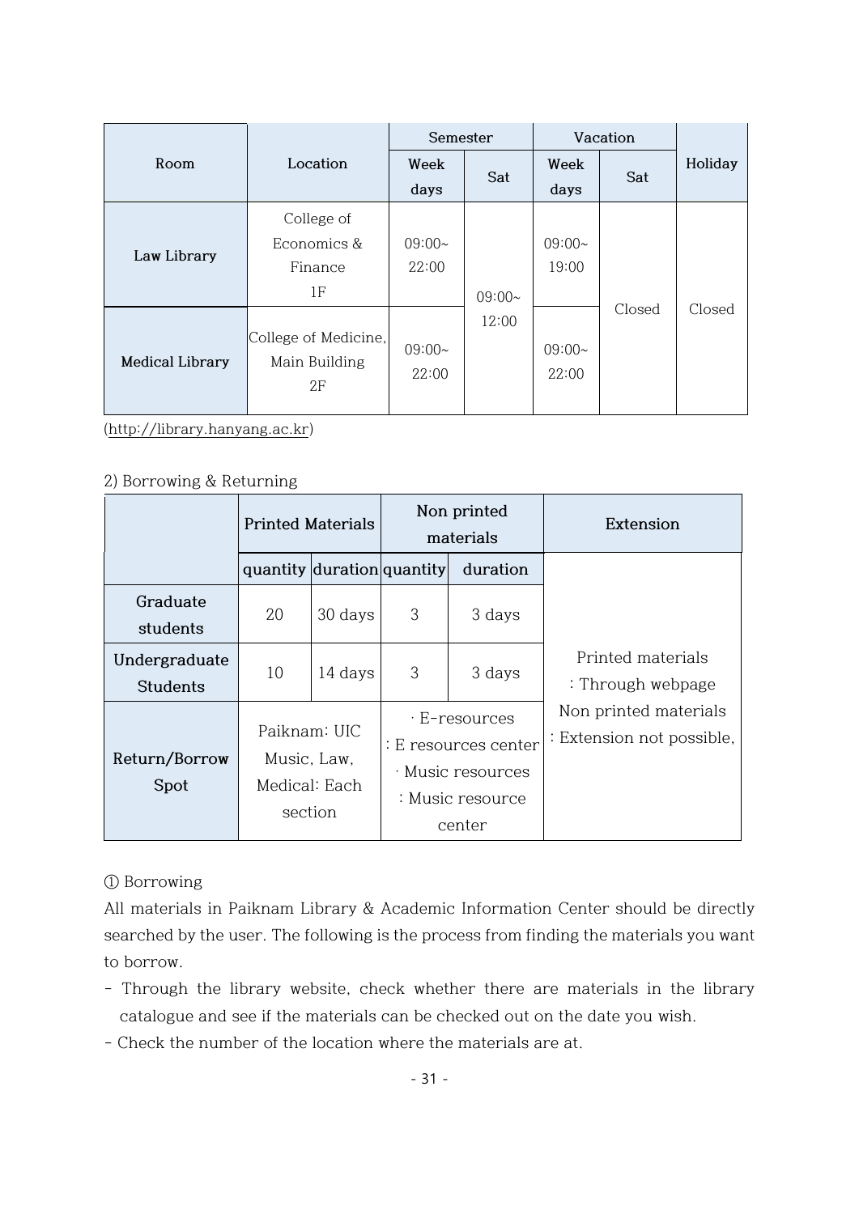| Room | Location | Semester | | Vacation | | Holiday |
|---|---|---|---|---|---|---|
| | | Week days | Sat | Week days | Sat | |
| **Law Library** | College of Economics & Finance 1F | 09:00~ 22:00 | 09:00~ 12:00 | 09:00~ 19:00 | Closed | Closed |
| **Medical Library** | College of Medicine, Main Building 2F | 09:00~ 22:00 | 09:00~ 12:00 | 09:00~ 22:00 | Closed | Closed |

(http://library.hanyang.ac.kr)

2) Borrowing & Returning

| | Printed Materials | | Non printed materials | | Extension |
|---|---|---|---|---|---|
| | quantity | duration | quantity | duration | |
| Graduate students | 20 | 30 days | 3 | 3 days | Printed materials : Through webpage Non printed materials : Extension not possible, |
| Undergraduate Students | 10 | 14 days | 3 | 3 days | |
| Return/Borrow Spot | Paiknam: UIC Music, Law, Medical: Each section | | · E-resources : E resources center · Music resources : Music resource center | | |

① Borrowing

All materials in Paiknam Library & Academic Information Center should be directly searched by the user. The following is the process from finding the materials you want to borrow.

- Through the library website, check whether there are materials in the library catalogue and see if the materials can be checked out on the date you wish.
- Check the number of the location where the materials are at.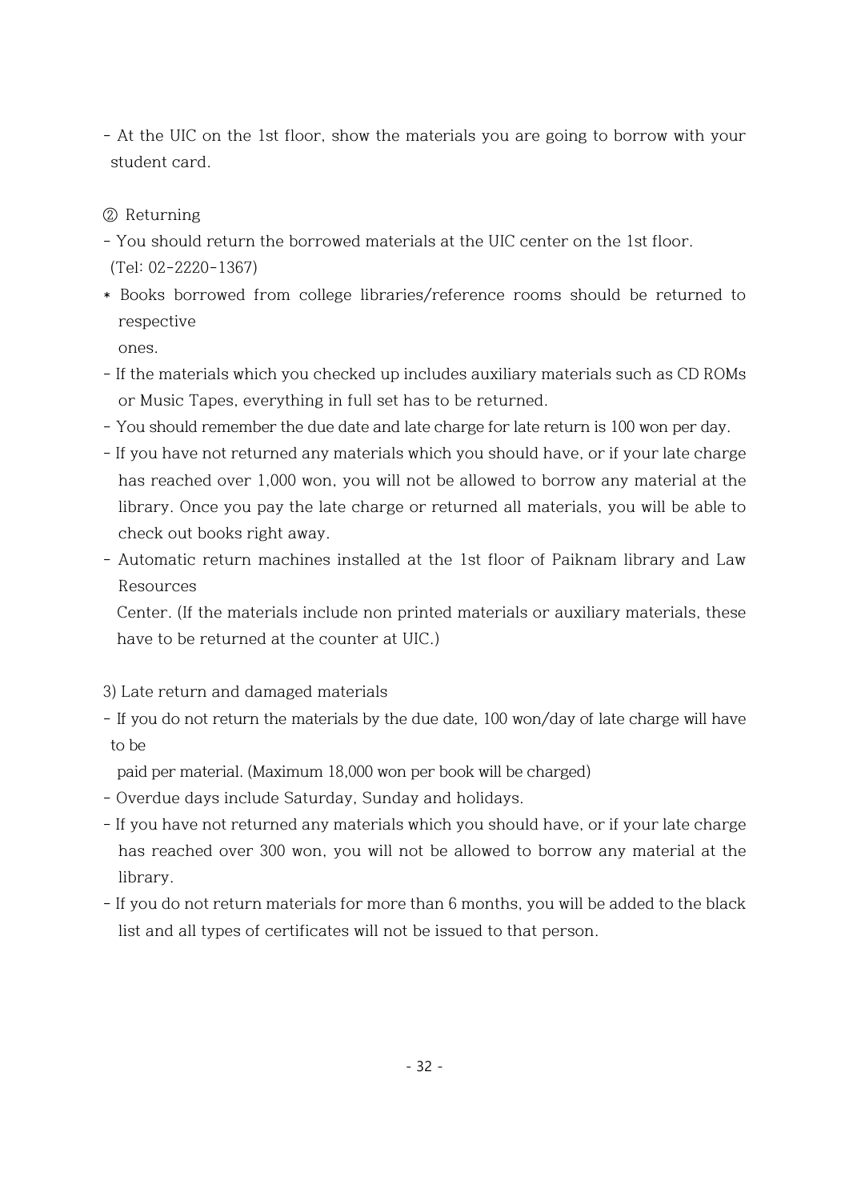- At the UIC on the 1st floor, show the materials you are going to borrow with your student card.

② Returning

- You should return the borrowed materials at the UIC center on the 1st floor. (Tel: 02-2220-1367)
* Books borrowed from college libraries/reference rooms should be returned to respective ones.
- If the materials which you checked up includes auxiliary materials such as CD ROMs or Music Tapes, everything in full set has to be returned.
- You should remember the due date and late charge for late return is 100 won per day.
- If you have not returned any materials which you should have, or if your late charge has reached over 1,000 won, you will not be allowed to borrow any material at the library. Once you pay the late charge or returned all materials, you will be able to check out books right away.
- Automatic return machines installed at the 1st floor of Paiknam library and Law Resources Center. (If the materials include non printed materials or auxiliary materials, these have to be returned at the counter at UIC.)

3) Late return and damaged materials

- If you do not return the materials by the due date, 100 won/day of late charge will have to be paid per material. (Maximum 18,000 won per book will be charged)
- Overdue days include Saturday, Sunday and holidays.
- If you have not returned any materials which you should have, or if your late charge has reached over 300 won, you will not be allowed to borrow any material at the library.
- If you do not return materials for more than 6 months, you will be added to the black list and all types of certificates will not be issued to that person.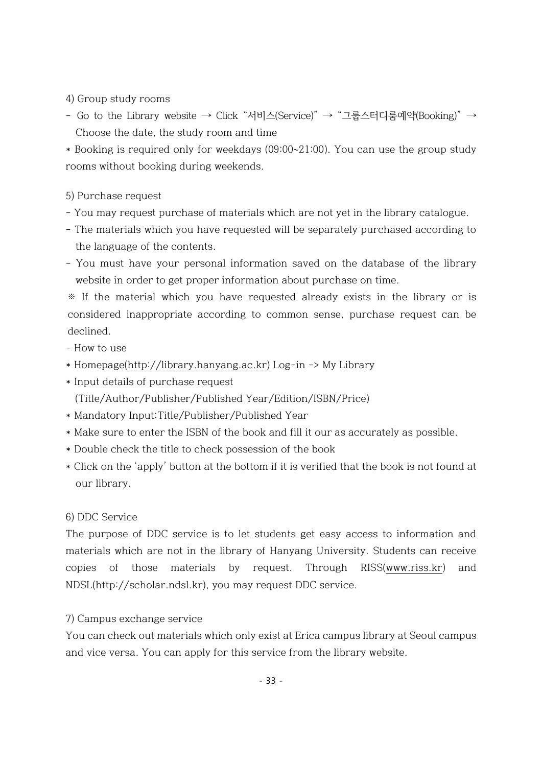4) Group study rooms

- Go to the Library website → Click "서비스(Service)" → "그룹스터디룸예약(Booking)" → Choose the date, the study room and time

* Booking is required only for weekdays (09:00~21:00). You can use the group study rooms without booking during weekends.

5) Purchase request

- You may request purchase of materials which are not yet in the library catalogue.
- The materials which you have requested will be separately purchased according to the language of the contents.
- You must have your personal information saved on the database of the library website in order to get proper information about purchase on time.

※ If the material which you have requested already exists in the library or is considered inappropriate according to common sense, purchase request can be declined.

- How to use

* Homepage(http://library.hanyang.ac.kr) Log-in -> My Library
* Input details of purchase request (Title/Author/Publisher/Published Year/Edition/ISBN/Price)
* Mandatory Input:Title/Publisher/Published Year
* Make sure to enter the ISBN of the book and fill it our as accurately as possible.
* Double check the title to check possession of the book
* Click on the 'apply' button at the bottom if it is verified that the book is not found at our library.

6) DDC Service

The purpose of DDC service is to let students get easy access to information and materials which are not in the library of Hanyang University. Students can receive copies of those materials by request. Through RISS(www.riss.kr) and NDSL(http://scholar.ndsl.kr), you may request DDC service.

7) Campus exchange service

You can check out materials which only exist at Erica campus library at Seoul campus and vice versa. You can apply for this service from the library website.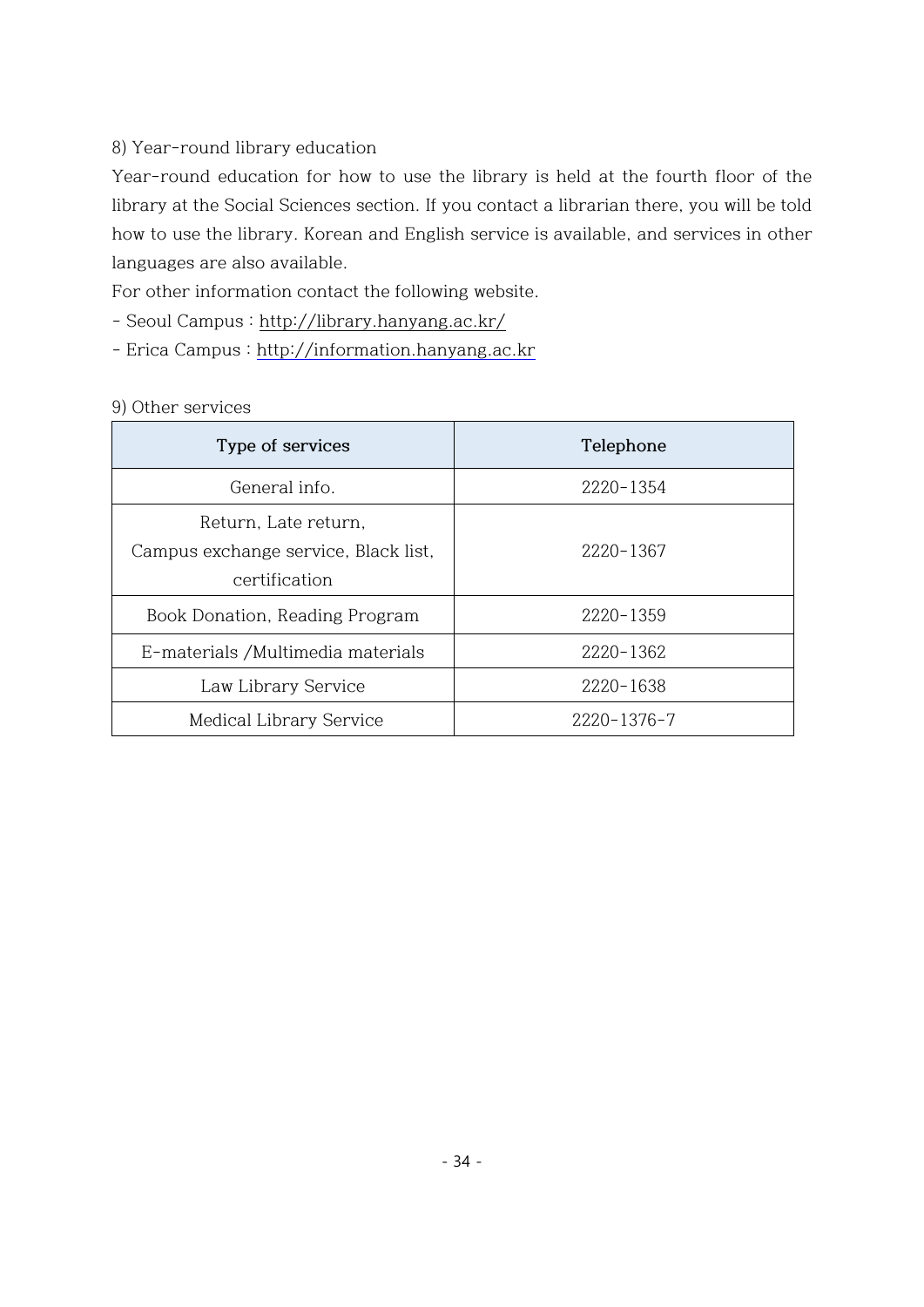8) Year-round library education

Year-round education for how to use the library is held at the fourth floor of the library at the Social Sciences section. If you contact a librarian there, you will be told how to use the library. Korean and English service is available, and services in other languages are also available.

For other information contact the following website.

- Seoul Campus : http://library.hanyang.ac.kr/
- Erica Campus : http://information.hanyang.ac.kr

9) Other services

| Type of services | Telephone |
|---|---|
| General info. | 2220-1354 |
| Return, Late return, Campus exchange service, Black list, certification | 2220-1367 |
| Book Donation, Reading Program | 2220-1359 |
| E-materials /Multimedia materials | 2220-1362 |
| Law Library Service | 2220-1638 |
| Medical Library Service | 2220-1376-7 |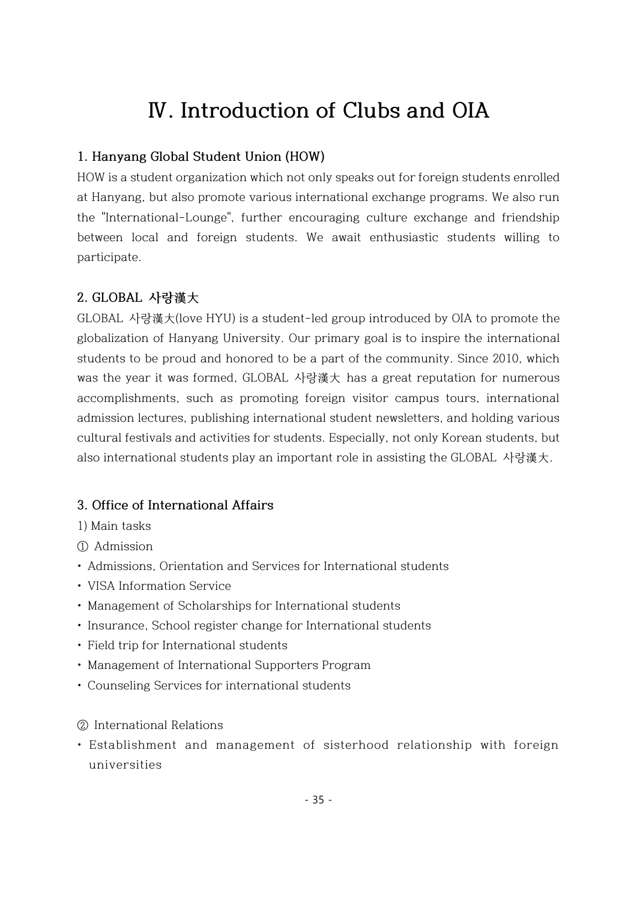# Ⅳ. Introduction of Clubs and OIA

### 1. Hanyang Global Student Union (HOW)

HOW is a student organization which not only speaks out for foreign students enrolled at Hanyang, but also promote various international exchange programs. We also run the "International-Lounge", further encouraging culture exchange and friendship between local and foreign students. We await enthusiastic students willing to participate.

### 2. GLOBAL 사랑漢大

GLOBAL 사랑漢大(love HYU) is a student-led group introduced by OIA to promote the globalization of Hanyang University. Our primary goal is to inspire the international students to be proud and honored to be a part of the community. Since 2010, which was the year it was formed, GLOBAL 사랑漢大 has a great reputation for numerous accomplishments, such as promoting foreign visitor campus tours, international admission lectures, publishing international student newsletters, and holding various cultural festivals and activities for students. Especially, not only Korean students, but also international students play an important role in assisting the GLOBAL 사랑漢大.

### 3. Office of International Affairs

1) Main tasks

① Admission

- Admissions, Orientation and Services for International students
- VISA Information Service
- Management of Scholarships for International students
- Insurance, School register change for International students
- Field trip for International students
- Management of International Supporters Program
- Counseling Services for international students

② International Relations

- Establishment and management of sisterhood relationship with foreign universities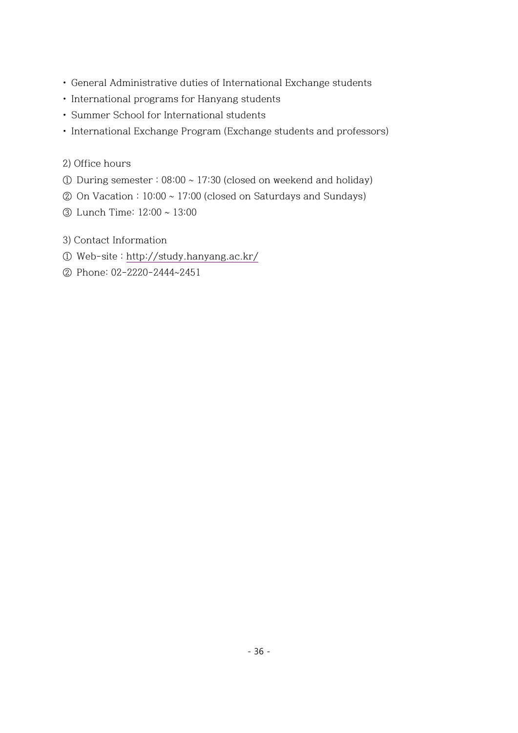- General Administrative duties of International Exchange students
- International programs for Hanyang students
- Summer School for International students
- International Exchange Program (Exchange students and professors)

2) Office hours

① During semester : 08:00 ~ 17:30 (closed on weekend and holiday)

② On Vacation : 10:00 ~ 17:00 (closed on Saturdays and Sundays)

③ Lunch Time: 12:00 ~ 13:00

3) Contact Information

① Web-site : http://study.hanyang.ac.kr/

② Phone: 02-2220-2444~2451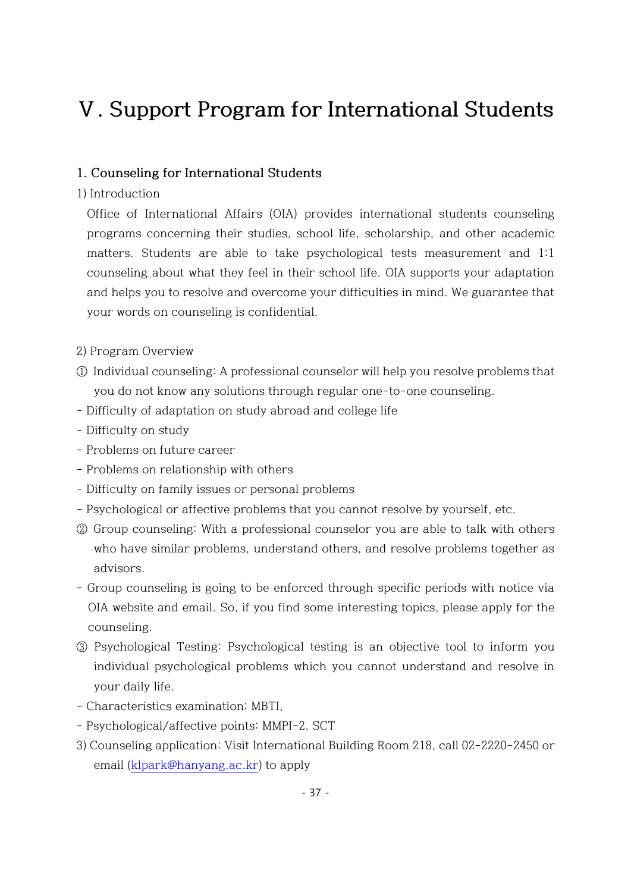# Ⅴ. Support Program for International Students

### 1. Counseling for International Students

1) Introduction

Office of International Affairs (OIA) provides international students counseling programs concerning their studies, school life, scholarship, and other academic matters. Students are able to take psychological tests measurement and 1:1 counseling about what they feel in their school life. OIA supports your adaptation and helps you to resolve and overcome your difficulties in mind. We guarantee that your words on counseling is confidential.

2) Program Overview

① Individual counseling: A professional counselor will help you resolve problems that you do not know any solutions through regular one-to-one counseling.

- Difficulty of adaptation on study abroad and college life
- Difficulty on study
- Problems on future career
- Problems on relationship with others
- Difficulty on family issues or personal problems
- Psychological or affective problems that you cannot resolve by yourself, etc.

② Group counseling: With a professional counselor you are able to talk with others who have similar problems, understand others, and resolve problems together as advisors.

- Group counseling is going to be enforced through specific periods with notice via OIA website and email. So, if you find some interesting topics, please apply for the counseling.

③ Psychological Testing: Psychological testing is an objective tool to inform you individual psychological problems which you cannot understand and resolve in your daily life.

- Characteristics examination: MBTI,
- Psychological/affective points: MMPI-2. SCT

3) Counseling application: Visit International Building Room 218, call 02-2220-2450 or email (klpark@hanyang.ac.kr) to apply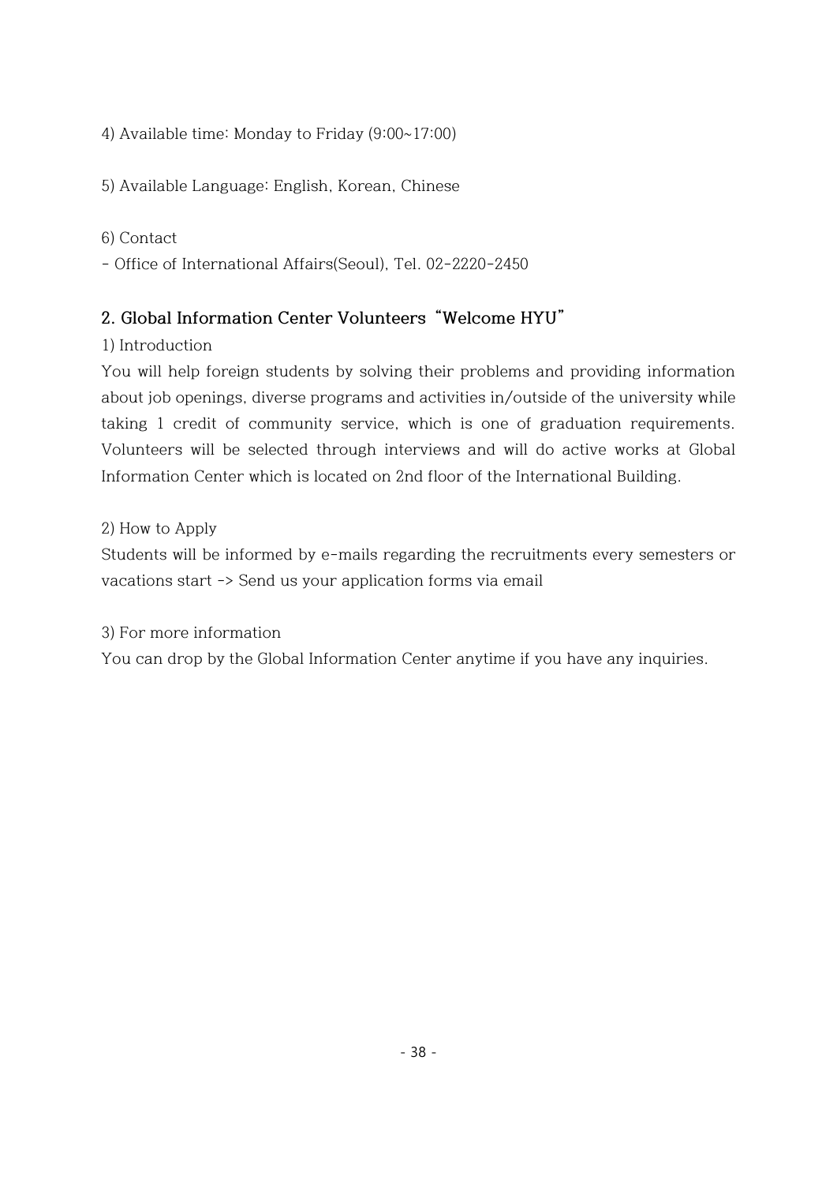4) Available time: Monday to Friday (9:00~17:00)

5) Available Language: English, Korean, Chinese

6) Contact

- Office of International Affairs(Seoul), Tel. 02-2220-2450

## 2. Global Information Center Volunteers "Welcome HYU"

1) Introduction

You will help foreign students by solving their problems and providing information about job openings, diverse programs and activities in/outside of the university while taking 1 credit of community service, which is one of graduation requirements. Volunteers will be selected through interviews and will do active works at Global Information Center which is located on 2nd floor of the International Building.

2) How to Apply

Students will be informed by e-mails regarding the recruitments every semesters or vacations start -> Send us your application forms via email

3) For more information

You can drop by the Global Information Center anytime if you have any inquiries.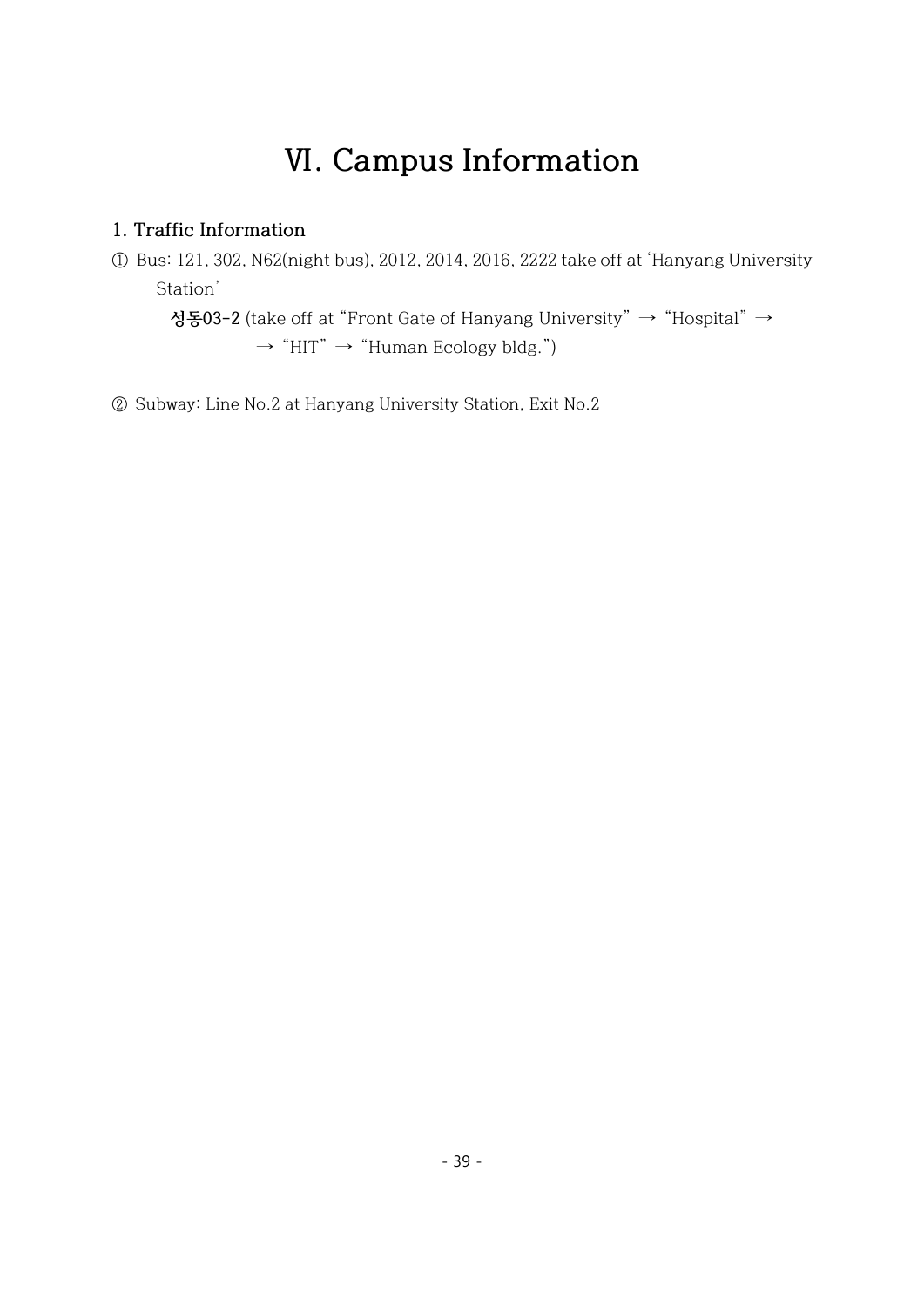# Ⅵ. Campus Information

## 1. Traffic Information

① Bus: 121, 302, N62(night bus), 2012, 2014, 2016, 2222 take off at 'Hanyang University Station'

**성동03-2** (take off at "Front Gate of Hanyang University" → "Hospital" → → "HIT" → "Human Ecology bldg.")

② Subway: Line No.2 at Hanyang University Station, Exit No.2